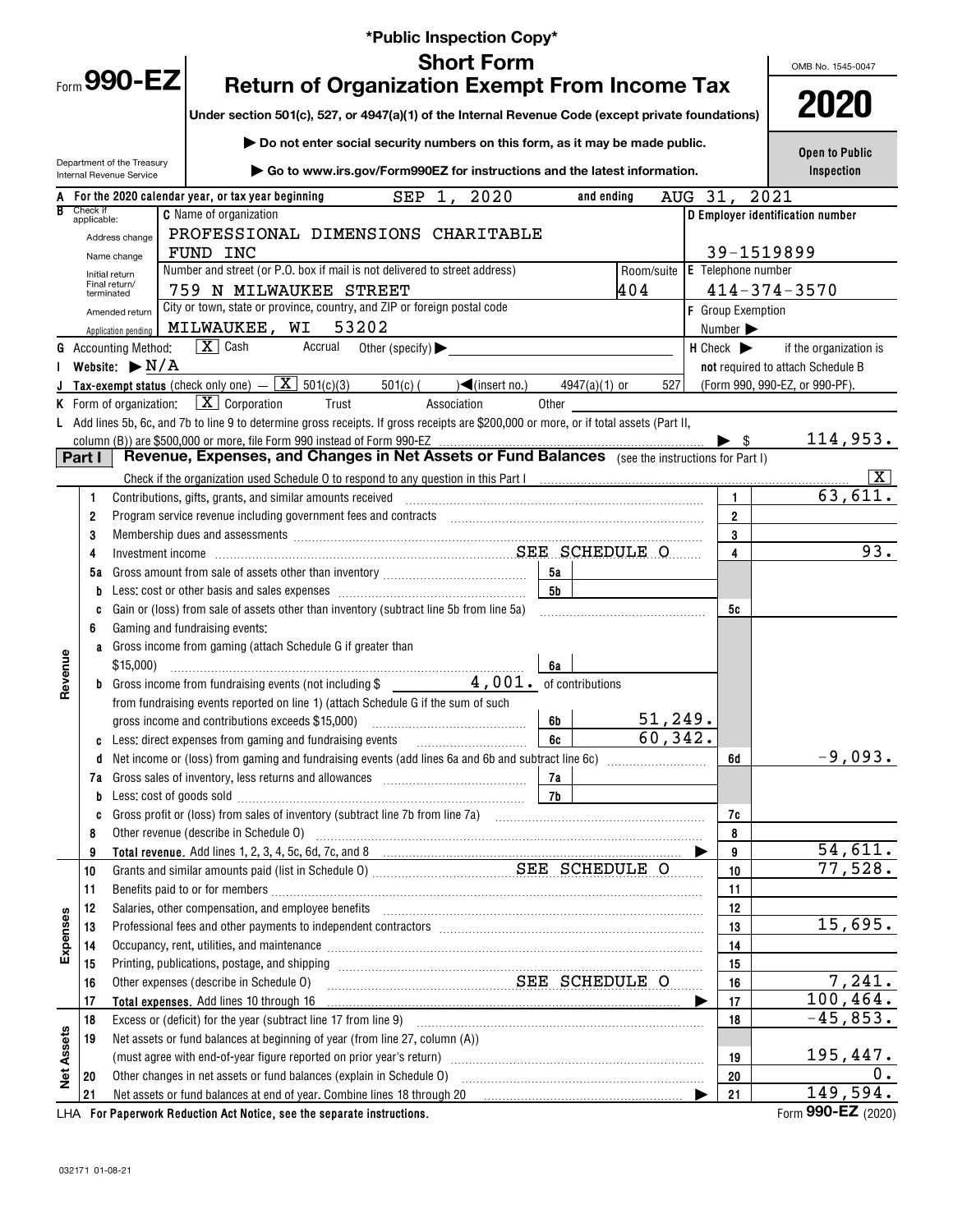\*Public Inspection Copy\*

# Form 990-EZ

## Short Form
## Return of Organization Exempt From Income Tax

**Under section 501(c), 527, or 4947(a)(1) of the Internal Revenue Code (except private foundations)**

▶ Do not enter social security numbers on this form, as it may be made public.

▶ Go to www.irs.gov/Form990EZ for instructions and the latest information.

Department of the Treasury
Internal Revenue Service

OMB No. 1545-0047

**2020**

**Open to Public Inspection**

**A** For the 2020 calendar year, or tax year beginning SEP 1, 2020 and ending AUG 31, 2021

**B** Check if applicable: Address change, Name change, Initial return, Final return/terminated, Amended return, Application pending

**C** Name of organization: PROFESSIONAL DIMENSIONS CHARITABLE FUND INC

Number and street (or P.O. box if mail is not delivered to street address): 759 N MILWAUKEE STREET — Room/suite: 404

City or town, state or province, country, and ZIP or foreign postal code: MILWAUKEE, WI 53202

**D** Employer identification number: 39-1519899

**E** Telephone number: 414-374-3570

**F** Group Exemption Number ▶

**G** Accounting Method: [X] Cash [ ] Accrual [ ] Other (specify) ▶

**H** Check ▶ [ ] if the organization is **not** required to attach Schedule B (Form 990, 990-EZ, or 990-PF).

**I** Website: ▶ N/A

**J** Tax-exempt status (check only one) — [X] 501(c)(3) [ ] 501(c)( ) ◀(insert no.) [ ] 4947(a)(1) or [ ] 527

**K** Form of organization: [X] Corporation [ ] Trust [ ] Association [ ] Other

**L** Add lines 5b, 6c, and 7b to line 9 to determine gross receipts. If gross receipts are $200,000 or more, or if total assets (Part II, column (B)) are $500,000 or more, file Form 990 instead of Form 990-EZ ▶ $ 114,953.

## Part I — Revenue, Expenses, and Changes in Net Assets or Fund Balances (see the instructions for Part I)

Check if the organization used Schedule O to respond to any question in this Part I [X]

| Section | Line | Description | Sub-line | Sub-amount | Line no. | Amount |
|---|---|---|---|---|---|---|
| Revenue | 1 | Contributions, gifts, grants, and similar amounts received | | | 1 | 63,611. |
| | 2 | Program service revenue including government fees and contracts | | | 2 | |
| | 3 | Membership dues and assessments | | | 3 | |
| | 4 | Investment income SEE SCHEDULE O | | | 4 | 93. |
| | 5a | Gross amount from sale of assets other than inventory | 5a | | | |
| | b | Less: cost or other basis and sales expenses | 5b | | | |
| | c | Gain or (loss) from sale of assets other than inventory (subtract line 5b from line 5a) | | | 5c | |
| | 6 | Gaming and fundraising events: | | | | |
| | a | Gross income from gaming (attach Schedule G if greater than $15,000) | 6a | | | |
| | b | Gross income from fundraising events (not including $ 4,001. of contributions from fundraising events reported on line 1) (attach Schedule G if the sum of such gross income and contributions exceeds $15,000) | 6b | 51,249. | | |
| | c | Less: direct expenses from gaming and fundraising events | 6c | 60,342. | | |
| | d | Net income or (loss) from gaming and fundraising events (add lines 6a and 6b and subtract line 6c) | | | 6d | -9,093. |
| | 7a | Gross sales of inventory, less returns and allowances | 7a | | | |
| | b | Less: cost of goods sold | 7b | | | |
| | c | Gross profit or (loss) from sales of inventory (subtract line 7b from line 7a) | | | 7c | |
| | 8 | Other revenue (describe in Schedule O) | | | 8 | |
| | 9 | **Total revenue.** Add lines 1, 2, 3, 4, 5c, 6d, 7c, and 8 ▶ | | | 9 | 54,611. |
| Expenses | 10 | Grants and similar amounts paid (list in Schedule O) SEE SCHEDULE O | | | 10 | 77,528. |
| | 11 | Benefits paid to or for members | | | 11 | |
| | 12 | Salaries, other compensation, and employee benefits | | | 12 | |
| | 13 | Professional fees and other payments to independent contractors | | | 13 | 15,695. |
| | 14 | Occupancy, rent, utilities, and maintenance | | | 14 | |
| | 15 | Printing, publications, postage, and shipping | | | 15 | |
| | 16 | Other expenses (describe in Schedule O) SEE SCHEDULE O | | | 16 | 7,241. |
| | 17 | **Total expenses.** Add lines 10 through 16 ▶ | | | 17 | 100,464. |
| Net Assets | 18 | Excess or (deficit) for the year (subtract line 17 from line 9) | | | 18 | -45,853. |
| | 19 | Net assets or fund balances at beginning of year (from line 27, column (A)) (must agree with end-of-year figure reported on prior year's return) | | | 19 | 195,447. |
| | 20 | Other changes in net assets or fund balances (explain in Schedule O) | | | 20 | 0. |
| | 21 | Net assets or fund balances at end of year. Combine lines 18 through 20 ▶ | | | 21 | 149,594. |

LHA **For Paperwork Reduction Act Notice, see the separate instructions.**

Form **990-EZ** (2020)

032171 01-08-21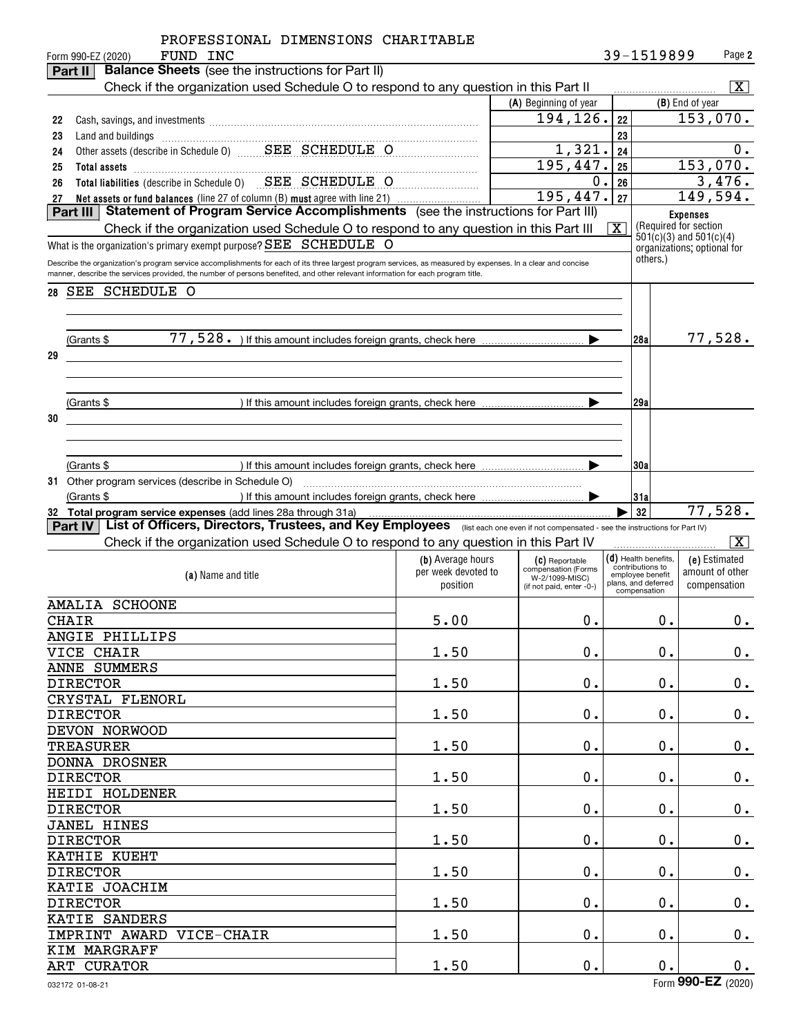PROFESSIONAL DIMENSIONS CHARITABLE FUND INC

Form 990-EZ (2020) 39-1519899 Page **2**

**Part II** **Balance Sheets** (see the instructions for Part II)

Check if the organization used Schedule O to respond to any question in this Part II [X]

| | | (A) Beginning of year | | (B) End of year |
|---|---|---|---|---|
| 22 | Cash, savings, and investments | 194,126. | 22 | 153,070. |
| 23 | Land and buildings | | 23 | |
| 24 | Other assets (describe in Schedule O) SEE SCHEDULE O | 1,321. | 24 | 0. |
| 25 | **Total assets** | 195,447. | 25 | 153,070. |
| 26 | **Total liabilities** (describe in Schedule O) SEE SCHEDULE O | 0. | 26 | 3,476. |
| 27 | **Net assets or fund balances** (line 27 of column (B) **must** agree with line 21) | 195,447. | 27 | 149,594. |

**Part III** **Statement of Program Service Accomplishments** (see the instructions for Part III)

Check if the organization used Schedule O to respond to any question in this Part III [X]

What is the organization's primary exempt purpose? SEE SCHEDULE O

Describe the organization's program service accomplishments for each of its three largest program services, as measured by expenses. In a clear and concise manner, describe the services provided, the number of persons benefited, and other relevant information for each program title.

**Expenses** (Required for section 501(c)(3) and 501(c)(4) organizations; optional for others.)

| | | | |
|---|---|---|---|
| 28 | SEE SCHEDULE O<br>(Grants $ 77,528. ) If this amount includes foreign grants, check here | 28a | 77,528. |
| 29 | (Grants $ ) If this amount includes foreign grants, check here | 29a | |
| 30 | (Grants $ ) If this amount includes foreign grants, check here | 30a | |
| 31 | Other program services (describe in Schedule O)<br>(Grants $ ) If this amount includes foreign grants, check here | 31a | |
| 32 | **Total program service expenses** (add lines 28a through 31a) | 32 | 77,528. |

**Part IV** **List of Officers, Directors, Trustees, and Key Employees** (list each one even if not compensated - see the instructions for Part IV)

Check if the organization used Schedule O to respond to any question in this Part IV [X]

| (a) Name and title | (b) Average hours per week devoted to position | (c) Reportable compensation (Forms W-2/1099-MISC) (if not paid, enter -0-) | (d) Health benefits, contributions to employee benefit plans, and deferred compensation | (e) Estimated amount of other compensation |
|---|---|---|---|---|
| AMALIA SCHOONE<br>CHAIR | 5.00 | 0. | 0. | 0. |
| ANGIE PHILLIPS<br>VICE CHAIR | 1.50 | 0. | 0. | 0. |
| ANNE SUMMERS<br>DIRECTOR | 1.50 | 0. | 0. | 0. |
| CRYSTAL FLENORL<br>DIRECTOR | 1.50 | 0. | 0. | 0. |
| DEVON NORWOOD<br>TREASURER | 1.50 | 0. | 0. | 0. |
| DONNA DROSNER<br>DIRECTOR | 1.50 | 0. | 0. | 0. |
| HEIDI HOLDENER<br>DIRECTOR | 1.50 | 0. | 0. | 0. |
| JANEL HINES<br>DIRECTOR | 1.50 | 0. | 0. | 0. |
| KATHIE KUEHT<br>DIRECTOR | 1.50 | 0. | 0. | 0. |
| KATIE JOACHIM<br>DIRECTOR | 1.50 | 0. | 0. | 0. |
| KATIE SANDERS<br>IMPRINT AWARD VICE-CHAIR | 1.50 | 0. | 0. | 0. |
| KIM MARGRAFF<br>ART CURATOR | 1.50 | 0. | 0. | 0. |

032172 01-08-21 Form **990-EZ** (2020)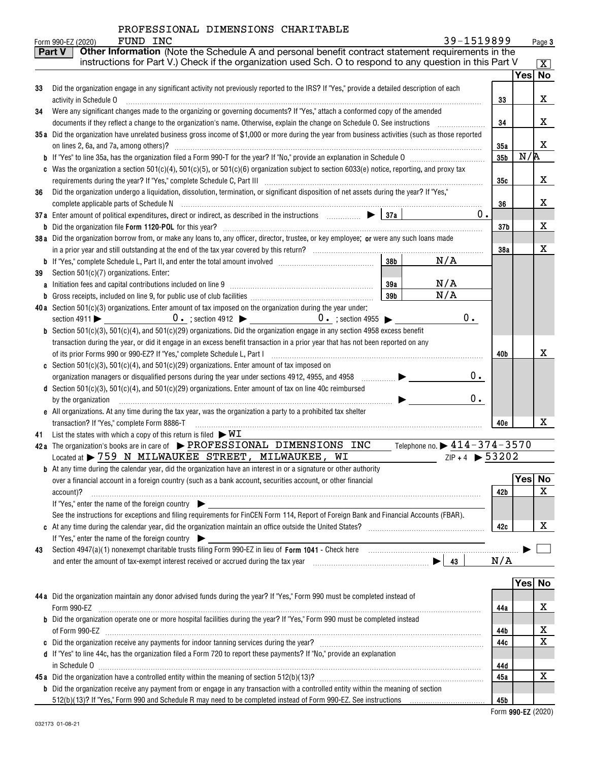PROFESSIONAL DIMENSIONS CHARITABLE FUND INC

Form 990-EZ (2020) 39-1519899 Page 3

**Part V** **Other Information** (Note the Schedule A and personal benefit contract statement requirements in the instructions for Part V.) Check if the organization used Sch. O to respond to any question in this Part V [X]

| | | | Yes | No |
|---|---|---|---|---|
| 33 | Did the organization engage in any significant activity not previously reported to the IRS? If "Yes," provide a detailed description of each activity in Schedule O | 33 | | X |
| 34 | Were any significant changes made to the organizing or governing documents? If "Yes," attach a conformed copy of the amended documents if they reflect a change to the organization's name. Otherwise, explain the change on Schedule O. See instructions | 34 | | X |
| 35a | Did the organization have unrelated business gross income of $1,000 or more during the year from business activities (such as those reported on lines 2, 6a, and 7a, among others)? | 35a | | X |
| b | If "Yes" to line 35a, has the organization filed a Form 990-T for the year? If "No," provide an explanation in Schedule O | 35b | N/A | |
| c | Was the organization a section 501(c)(4), 501(c)(5), or 501(c)(6) organization subject to section 6033(e) notice, reporting, and proxy tax requirements during the year? If "Yes," complete Schedule C, Part III | 35c | | X |
| 36 | Did the organization undergo a liquidation, dissolution, termination, or significant disposition of net assets during the year? If "Yes," complete applicable parts of Schedule N | 36 | | X |
| 37a | Enter amount of political expenditures, direct or indirect, as described in the instructions ▶ 37a 0. | | | |
| b | Did the organization file Form 1120-POL for this year? | 37b | | X |
| 38a | Did the organization borrow from, or make any loans to, any officer, director, trustee, or key employee; or were any such loans made in a prior year and still outstanding at the end of the tax year covered by this return? | 38a | | X |
| b | If "Yes," complete Schedule L, Part II, and enter the total amount involved 38b N/A | | | |
| 39 | Section 501(c)(7) organizations. Enter: | | | |
| a | Initiation fees and capital contributions included on line 9 39a N/A | | | |
| b | Gross receipts, included on line 9, for public use of club facilities 39b N/A | | | |
| 40a | Section 501(c)(3) organizations. Enter amount of tax imposed on the organization during the year under: section 4911 ▶ 0. ; section 4912 ▶ 0. ; section 4955 ▶ 0. | | | |
| b | Section 501(c)(3), 501(c)(4), and 501(c)(29) organizations. Did the organization engage in any section 4958 excess benefit transaction during the year, or did it engage in an excess benefit transaction in a prior year that has not been reported on any of its prior Forms 990 or 990-EZ? If "Yes," complete Schedule L, Part I | 40b | | X |
| c | Section 501(c)(3), 501(c)(4), and 501(c)(29) organizations. Enter amount of tax imposed on organization managers or disqualified persons during the year under sections 4912, 4955, and 4958 ▶ 0. | | | |
| d | Section 501(c)(3), 501(c)(4), and 501(c)(29) organizations. Enter amount of tax on line 40c reimbursed by the organization ▶ 0. | | | |
| e | All organizations. At any time during the tax year, was the organization a party to a prohibited tax shelter transaction? If "Yes," complete Form 8886-T | 40e | | X |

41 List the states with which a copy of this return is filed ▶ WI

42a The organization's books are in care of ▶ PROFESSIONAL DIMENSIONS INC Telephone no. ▶ 414-374-3570

Located at ▶ 759 N MILWAUKEE STREET, MILWAUKEE, WI ZIP + 4 ▶ 53202

| | | | Yes | No |
|---|---|---|---|---|
| b | At any time during the calendar year, did the organization have an interest in or a signature or other authority over a financial account in a foreign country (such as a bank account, securities account, or other financial account)? If "Yes," enter the name of the foreign country ▶ See the instructions for exceptions and filing requirements for FinCEN Form 114, Report of Foreign Bank and Financial Accounts (FBAR). | 42b | | X |
| c | At any time during the calendar year, did the organization maintain an office outside the United States? If "Yes," enter the name of the foreign country ▶ | 42c | | X |

43 Section 4947(a)(1) nonexempt charitable trusts filing Form 990-EZ in lieu of Form 1041 - Check here ▶ [ ] and enter the amount of tax-exempt interest received or accrued during the tax year ▶ 43 N/A

| | | | Yes | No |
|---|---|---|---|---|
| 44a | Did the organization maintain any donor advised funds during the year? If "Yes," Form 990 must be completed instead of Form 990-EZ | 44a | | X |
| b | Did the organization operate one or more hospital facilities during the year? If "Yes," Form 990 must be completed instead of Form 990-EZ | 44b | | X |
| c | Did the organization receive any payments for indoor tanning services during the year? | 44c | | X |
| d | If "Yes" to line 44c, has the organization filed a Form 720 to report these payments? If "No," provide an explanation in Schedule O | 44d | | |
| 45a | Did the organization have a controlled entity within the meaning of section 512(b)(13)? | 45a | | X |
| b | Did the organization receive any payment from or engage in any transaction with a controlled entity within the meaning of section 512(b)(13)? If "Yes," Form 990 and Schedule R may need to be completed instead of Form 990-EZ. See instructions | 45b | | |

032173 01-08-21

Form 990-EZ (2020)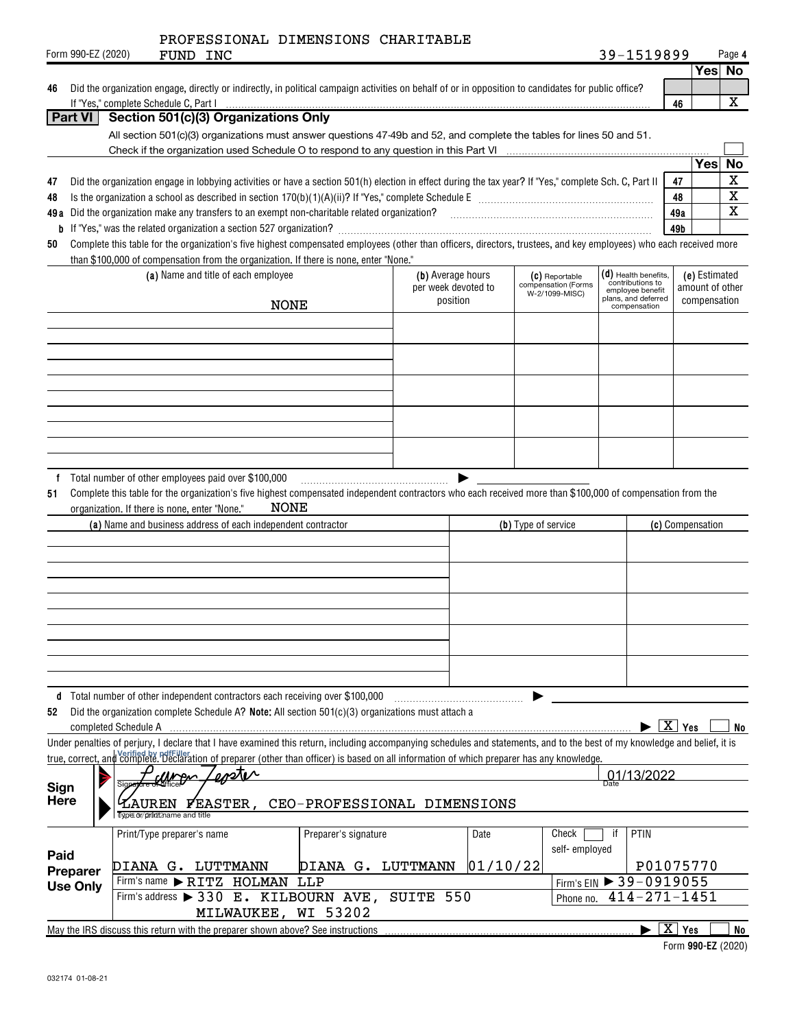PROFESSIONAL DIMENSIONS CHARITABLE FUND INC

Form 990-EZ (2020) 39-1519899

| | | | Yes | No |
|---|---|---|---|---|
| 46 | Did the organization engage, directly or indirectly, in political campaign activities on behalf of or in opposition to candidates for public office? If "Yes," complete Schedule C, Part I | 46 | | X |

## Part VI Section 501(c)(3) Organizations Only

All section 501(c)(3) organizations must answer questions 47-49b and 52, and complete the tables for lines 50 and 51.

Check if the organization used Schedule O to respond to any question in this Part VI ☐

| | | | Yes | No |
|---|---|---|---|---|
| 47 | Did the organization engage in lobbying activities or have a section 501(h) election in effect during the tax year? If "Yes," complete Sch. C, Part II | 47 | | X |
| 48 | Is the organization a school as described in section 170(b)(1)(A)(ii)? If "Yes," complete Schedule E | 48 | | X |
| 49a | Did the organization make any transfers to an exempt non-charitable related organization? | 49a | | X |
| b | If "Yes," was the related organization a section 527 organization? | 49b | | |

**50** Complete this table for the organization's five highest compensated employees (other than officers, directors, trustees, and key employees) who each received more than $100,000 of compensation from the organization. If there is none, enter "None."

| (a) Name and title of each employee | (b) Average hours per week devoted to position | (c) Reportable compensation (Forms W-2/1099-MISC) | (d) Health benefits, contributions to employee benefit plans, and deferred compensation | (e) Estimated amount of other compensation |
|---|---|---|---|---|
| NONE | | | | |
| | | | | |
| | | | | |
| | | | | |
| | | | | |

**f** Total number of other employees paid over $100,000 ▶

**51** Complete this table for the organization's five highest compensated independent contractors who each received more than $100,000 of compensation from the organization. If there is none, enter "None." NONE

| (a) Name and business address of each independent contractor | (b) Type of service | (c) Compensation |
|---|---|---|
| | | |
| | | |
| | | |
| | | |
| | | |

**d** Total number of other independent contractors each receiving over $100,000 ▶

**52** Did the organization complete Schedule A? **Note:** All section 501(c)(3) organizations must attach a completed Schedule A ▶ ☒ Yes ☐ No

Under penalties of perjury, I declare that I have examined this return, including accompanying schedules and statements, and to the best of my knowledge and belief, it is true, correct, and complete. Declaration of preparer (other than officer) is based on all information of which preparer has any knowledge.

**Sign Here**

Signature of officer: Lauren Feaster (Verified by pdfFiller) — Date: 01/13/2022

LAUREN FEASTER, CEO-PROFESSIONAL DIMENSIONS
Type or print name and title

**Paid Preparer Use Only**

| Print/Type preparer's name | Preparer's signature | Date | Check ☐ if self-employed | PTIN |
|---|---|---|---|---|
| DIANA G. LUTTMANN | DIANA G. LUTTMANN | 01/10/22 | | P01075770 |

Firm's name ▶ RITZ HOLMAN LLP — Firm's EIN ▶ 39-0919055

Firm's address ▶ 330 E. KILBOURN AVE, SUITE 550, MILWAUKEE, WI 53202 — Phone no. 414-271-1451

May the IRS discuss this return with the preparer shown above? See instructions ▶ ☒ Yes ☐ No

Form **990-EZ** (2020)

032174 01-08-21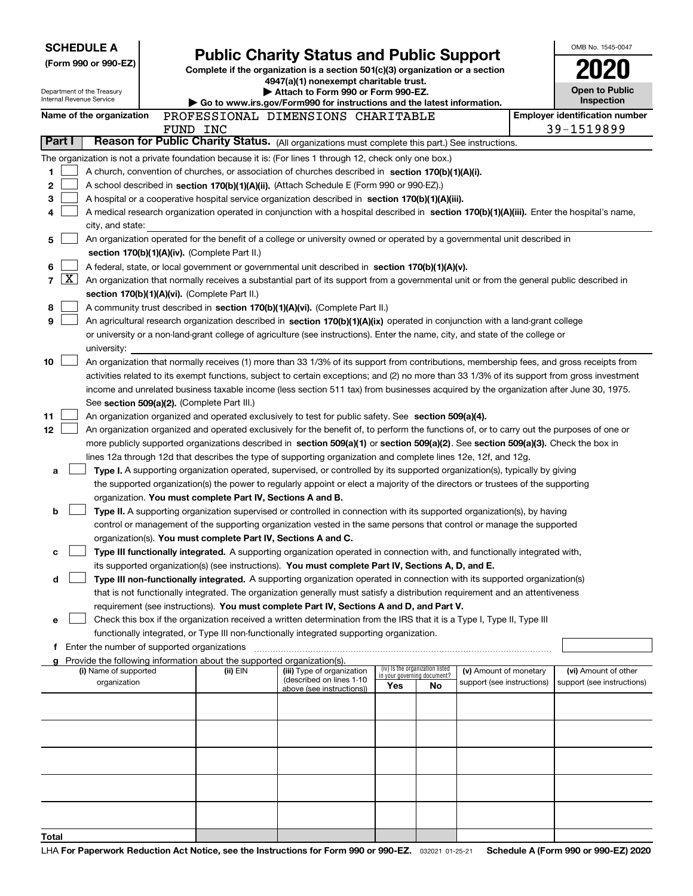**SCHEDULE A**
**(Form 990 or 990-EZ)**

Department of the Treasury
Internal Revenue Service

# Public Charity Status and Public Support

**Complete if the organization is a section 501(c)(3) organization or a section 4947(a)(1) nonexempt charitable trust.**
**▶ Attach to Form 990 or Form 990-EZ.**
**▶ Go to www.irs.gov/Form990 for instructions and the latest information.**

OMB No. 1545-0047

**2020**

**Open to Public Inspection**

**Name of the organization** PROFESSIONAL DIMENSIONS CHARITABLE FUND INC

**Employer identification number** 39-1519899

## Part I — Reason for Public Charity Status. (All organizations must complete this part.) See instructions.

The organization is not a private foundation because it is: (For lines 1 through 12, check only one box.)

1. ☐ A church, convention of churches, or association of churches described in **section 170(b)(1)(A)(i).**
2. ☐ A school described in **section 170(b)(1)(A)(ii).** (Attach Schedule E (Form 990 or 990-EZ).)
3. ☐ A hospital or a cooperative hospital service organization described in **section 170(b)(1)(A)(iii).**
4. ☐ A medical research organization operated in conjunction with a hospital described in **section 170(b)(1)(A)(iii).** Enter the hospital's name, city, and state:
5. ☐ An organization operated for the benefit of a college or university owned or operated by a governmental unit described in **section 170(b)(1)(A)(iv).** (Complete Part II.)
6. ☐ A federal, state, or local government or governmental unit described in **section 170(b)(1)(A)(v).**
7. ☒ An organization that normally receives a substantial part of its support from a governmental unit or from the general public described in **section 170(b)(1)(A)(vi).** (Complete Part II.)
8. ☐ A community trust described in **section 170(b)(1)(A)(vi).** (Complete Part II.)
9. ☐ An agricultural research organization described in **section 170(b)(1)(A)(ix)** operated in conjunction with a land-grant college or university or a non-land-grant college of agriculture (see instructions). Enter the name, city, and state of the college or university:
10. ☐ An organization that normally receives (1) more than 33 1/3% of its support from contributions, membership fees, and gross receipts from activities related to its exempt functions, subject to certain exceptions; and (2) no more than 33 1/3% of its support from gross investment income and unrelated business taxable income (less section 511 tax) from businesses acquired by the organization after June 30, 1975. See **section 509(a)(2).** (Complete Part III.)
11. ☐ An organization organized and operated exclusively to test for public safety. See **section 509(a)(4).**
12. ☐ An organization organized and operated exclusively for the benefit of, to perform the functions of, or to carry out the purposes of one or more publicly supported organizations described in **section 509(a)(1)** or **section 509(a)(2)**. See **section 509(a)(3).** Check the box in lines 12a through 12d that describes the type of supporting organization and complete lines 12e, 12f, and 12g.
   - **a** ☐ **Type I.** A supporting organization operated, supervised, or controlled by its supported organization(s), typically by giving the supported organization(s) the power to regularly appoint or elect a majority of the directors or trustees of the supporting organization. **You must complete Part IV, Sections A and B.**
   - **b** ☐ **Type II.** A supporting organization supervised or controlled in connection with its supported organization(s), by having control or management of the supporting organization vested in the same persons that control or manage the supported organization(s). **You must complete Part IV, Sections A and C.**
   - **c** ☐ **Type III functionally integrated.** A supporting organization operated in connection with, and functionally integrated with, its supported organization(s) (see instructions). **You must complete Part IV, Sections A, D, and E.**
   - **d** ☐ **Type III non-functionally integrated.** A supporting organization operated in connection with its supported organization(s) that is not functionally integrated. The organization generally must satisfy a distribution requirement and an attentiveness requirement (see instructions). **You must complete Part IV, Sections A and D, and Part V.**
   - **e** ☐ Check this box if the organization received a written determination from the IRS that it is a Type I, Type II, Type III functionally integrated, or Type III non-functionally integrated supporting organization.
   - **f** Enter the number of supported organizations
   - **g** Provide the following information about the supported organization(s).

| (i) Name of supported organization | (ii) EIN | (iii) Type of organization (described on lines 1-10 above (see instructions)) | (iv) Is the organization listed in your governing document? Yes | No | (v) Amount of monetary support (see instructions) | (vi) Amount of other support (see instructions) |
|---|---|---|---|---|---|---|
| | | | | | | |
| | | | | | | |
| | | | | | | |
| | | | | | | |
| | | | | | | |
| **Total** | | | | | | |

LHA **For Paperwork Reduction Act Notice, see the Instructions for Form 990 or 990-EZ.** 032021 01-25-21 **Schedule A (Form 990 or 990-EZ) 2020**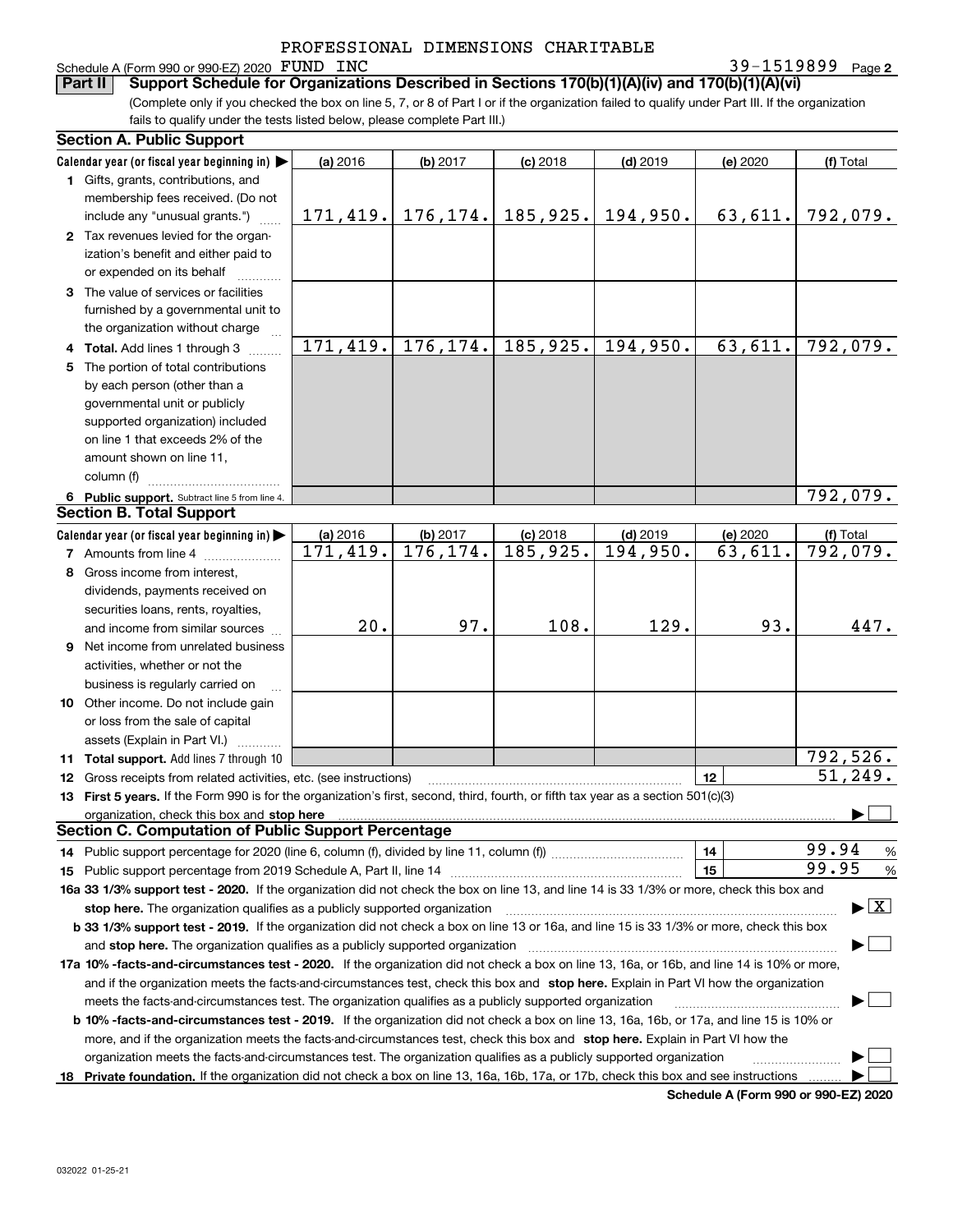PROFESSIONAL DIMENSIONS CHARITABLE

Schedule A (Form 990 or 990-EZ) 2020 FUND INC 39-1519899 Page 2

**Part II Support Schedule for Organizations Described in Sections 170(b)(1)(A)(iv) and 170(b)(1)(A)(vi)**

(Complete only if you checked the box on line 5, 7, or 8 of Part I or if the organization failed to qualify under Part III. If the organization fails to qualify under the tests listed below, please complete Part III.)

### Section A. Public Support

| Calendar year (or fiscal year beginning in) ▶ | (a) 2016 | (b) 2017 | (c) 2018 | (d) 2019 | (e) 2020 | (f) Total |
|---|---|---|---|---|---|---|
| 1 Gifts, grants, contributions, and membership fees received. (Do not include any "unusual grants.") | 171,419. | 176,174. | 185,925. | 194,950. | 63,611. | 792,079. |
| 2 Tax revenues levied for the organization's benefit and either paid to or expended on its behalf | | | | | | |
| 3 The value of services or facilities furnished by a governmental unit to the organization without charge | | | | | | |
| 4 **Total.** Add lines 1 through 3 | 171,419. | 176,174. | 185,925. | 194,950. | 63,611. | 792,079. |
| 5 The portion of total contributions by each person (other than a governmental unit or publicly supported organization) included on line 1 that exceeds 2% of the amount shown on line 11, column (f) | | | | | | |
| 6 **Public support.** Subtract line 5 from line 4. | | | | | | 792,079. |

### Section B. Total Support

| Calendar year (or fiscal year beginning in) ▶ | (a) 2016 | (b) 2017 | (c) 2018 | (d) 2019 | (e) 2020 | (f) Total |
|---|---|---|---|---|---|---|
| 7 Amounts from line 4 | 171,419. | 176,174. | 185,925. | 194,950. | 63,611. | 792,079. |
| 8 Gross income from interest, dividends, payments received on securities loans, rents, royalties, and income from similar sources | 20. | 97. | 108. | 129. | 93. | 447. |
| 9 Net income from unrelated business activities, whether or not the business is regularly carried on | | | | | | |
| 10 Other income. Do not include gain or loss from the sale of capital assets (Explain in Part VI.) | | | | | | |
| 11 **Total support.** Add lines 7 through 10 | | | | | | 792,526. |

12 Gross receipts from related activities, etc. (see instructions) | 12 | 51,249.

13 **First 5 years.** If the Form 990 is for the organization's first, second, third, fourth, or fifth tax year as a section 501(c)(3) organization, check this box and **stop here** ▶ ☐

### Section C. Computation of Public Support Percentage

14 Public support percentage for 2020 (line 6, column (f), divided by line 11, column (f)) | 14 | 99.94 %

15 Public support percentage from 2019 Schedule A, Part II, line 14 | 15 | 99.95 %

**16a 33 1/3% support test - 2020.** If the organization did not check the box on line 13, and line 14 is 33 1/3% or more, check this box and **stop here.** The organization qualifies as a publicly supported organization ▶ ☒

**b 33 1/3% support test - 2019.** If the organization did not check a box on line 13 or 16a, and line 15 is 33 1/3% or more, check this box and **stop here.** The organization qualifies as a publicly supported organization ▶ ☐

**17a 10% -facts-and-circumstances test - 2020.** If the organization did not check a box on line 13, 16a, or 16b, and line 14 is 10% or more, and if the organization meets the facts-and-circumstances test, check this box and **stop here.** Explain in Part VI how the organization meets the facts-and-circumstances test. The organization qualifies as a publicly supported organization ▶ ☐

**b 10% -facts-and-circumstances test - 2019.** If the organization did not check a box on line 13, 16a, 16b, or 17a, and line 15 is 10% or more, and if the organization meets the facts-and-circumstances test, check this box and **stop here.** Explain in Part VI how the organization meets the facts-and-circumstances test. The organization qualifies as a publicly supported organization ▶ ☐

**18 Private foundation.** If the organization did not check a box on line 13, 16a, 16b, 17a, or 17b, check this box and see instructions ▶ ☐

**Schedule A (Form 990 or 990-EZ) 2020**

032022 01-25-21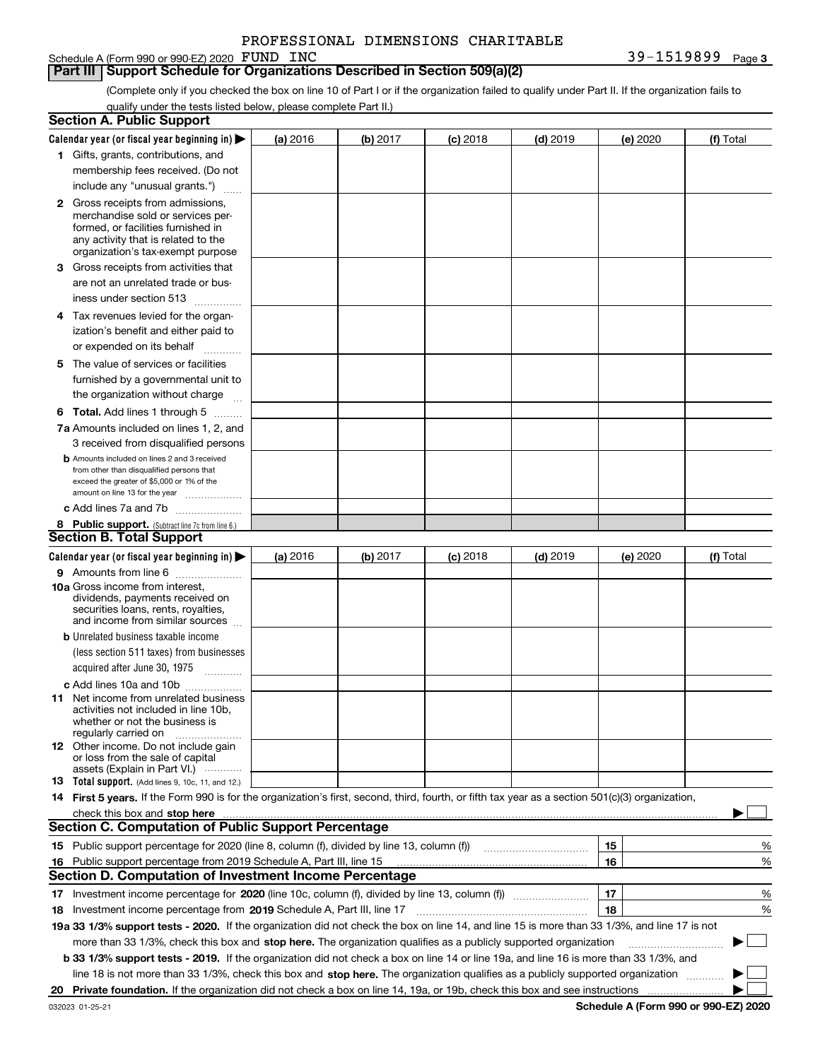PROFESSIONAL DIMENSIONS CHARITABLE

Schedule A (Form 990 or 990-EZ) 2020 FUND INC 39-1519899 Page 3

## Part III Support Schedule for Organizations Described in Section 509(a)(2)

(Complete only if you checked the box on line 10 of Part I or if the organization failed to qualify under Part II. If the organization fails to qualify under the tests listed below, please complete Part II.)

### Section A. Public Support

| Calendar year (or fiscal year beginning in) ▶ | (a) 2016 | (b) 2017 | (c) 2018 | (d) 2019 | (e) 2020 | (f) Total |
|---|---|---|---|---|---|---|
| 1 Gifts, grants, contributions, and membership fees received. (Do not include any "unusual grants.") | | | | | | |
| 2 Gross receipts from admissions, merchandise sold or services performed, or facilities furnished in any activity that is related to the organization's tax-exempt purpose | | | | | | |
| 3 Gross receipts from activities that are not an unrelated trade or business under section 513 | | | | | | |
| 4 Tax revenues levied for the organization's benefit and either paid to or expended on its behalf | | | | | | |
| 5 The value of services or facilities furnished by a governmental unit to the organization without charge | | | | | | |
| 6 Total. Add lines 1 through 5 | | | | | | |
| 7a Amounts included on lines 1, 2, and 3 received from disqualified persons | | | | | | |
| b Amounts included on lines 2 and 3 received from other than disqualified persons that exceed the greater of $5,000 or 1% of the amount on line 13 for the year | | | | | | |
| c Add lines 7a and 7b | | | | | | |
| 8 Public support. (Subtract line 7c from line 6.) | | | | | | |

### Section B. Total Support

| Calendar year (or fiscal year beginning in) ▶ | (a) 2016 | (b) 2017 | (c) 2018 | (d) 2019 | (e) 2020 | (f) Total |
|---|---|---|---|---|---|---|
| 9 Amounts from line 6 | | | | | | |
| 10a Gross income from interest, dividends, payments received on securities loans, rents, royalties, and income from similar sources | | | | | | |
| b Unrelated business taxable income (less section 511 taxes) from businesses acquired after June 30, 1975 | | | | | | |
| c Add lines 10a and 10b | | | | | | |
| 11 Net income from unrelated business activities not included in line 10b, whether or not the business is regularly carried on | | | | | | |
| 12 Other income. Do not include gain or loss from the sale of capital assets (Explain in Part VI.) | | | | | | |
| 13 Total support. (Add lines 9, 10c, 11, and 12.) | | | | | | |

14 First 5 years. If the Form 990 is for the organization's first, second, third, fourth, or fifth tax year as a section 501(c)(3) organization, check this box and stop here ▶ ☐

### Section C. Computation of Public Support Percentage

| | | | |
|---|---|---|---|
| 15 | Public support percentage for 2020 (line 8, column (f), divided by line 13, column (f)) | 15 | % |
| 16 | Public support percentage from 2019 Schedule A, Part III, line 15 | 16 | % |

### Section D. Computation of Investment Income Percentage

| | | | |
|---|---|---|---|
| 17 | Investment income percentage for 2020 (line 10c, column (f), divided by line 13, column (f)) | 17 | % |
| 18 | Investment income percentage from 2019 Schedule A, Part III, line 17 | 18 | % |

19a 33 1/3% support tests - 2020. If the organization did not check the box on line 14, and line 15 is more than 33 1/3%, and line 17 is not more than 33 1/3%, check this box and stop here. The organization qualifies as a publicly supported organization ▶ ☐

b 33 1/3% support tests - 2019. If the organization did not check a box on line 14 or line 19a, and line 16 is more than 33 1/3%, and line 18 is not more than 33 1/3%, check this box and stop here. The organization qualifies as a publicly supported organization ▶ ☐

20 Private foundation. If the organization did not check a box on line 14, 19a, or 19b, check this box and see instructions ▶ ☐

032023 01-25-21 Schedule A (Form 990 or 990-EZ) 2020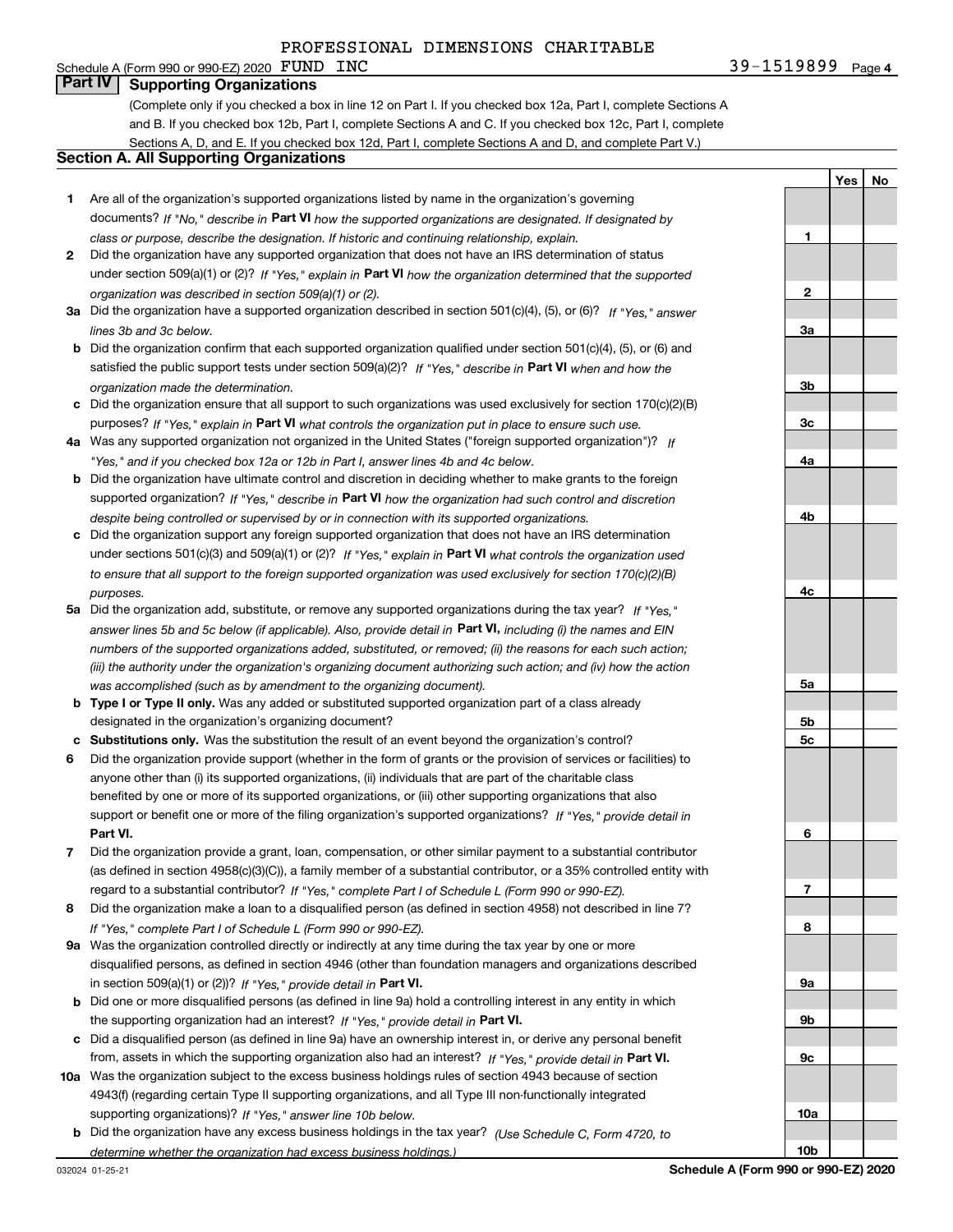PROFESSIONAL DIMENSIONS CHARITABLE

Schedule A (Form 990 or 990-EZ) 2020 FUND INC 39-1519899 Page 4

## Part IV Supporting Organizations

(Complete only if you checked a box in line 12 on Part I. If you checked box 12a, Part I, complete Sections A and B. If you checked box 12b, Part I, complete Sections A and C. If you checked box 12c, Part I, complete Sections A, D, and E. If you checked box 12d, Part I, complete Sections A and D, and complete Part V.)

### Section A. All Supporting Organizations

| | | | Yes | No |
|---|---|---|---|---|
| **1** | Are all of the organization's supported organizations listed by name in the organization's governing documents? *If "No," describe in* **Part VI** *how the supported organizations are designated. If designated by class or purpose, describe the designation. If historic and continuing relationship, explain.* | **1** | | |
| **2** | Did the organization have any supported organization that does not have an IRS determination of status under section 509(a)(1) or (2)? *If "Yes," explain in* **Part VI** *how the organization determined that the supported organization was described in section 509(a)(1) or (2).* | **2** | | |
| **3a** | Did the organization have a supported organization described in section 501(c)(4), (5), or (6)? *If "Yes," answer lines 3b and 3c below.* | **3a** | | |
| **b** | Did the organization confirm that each supported organization qualified under section 501(c)(4), (5), or (6) and satisfied the public support tests under section 509(a)(2)? *If "Yes," describe in* **Part VI** *when and how the organization made the determination.* | **3b** | | |
| **c** | Did the organization ensure that all support to such organizations was used exclusively for section 170(c)(2)(B) purposes? *If "Yes," explain in* **Part VI** *what controls the organization put in place to ensure such use.* | **3c** | | |
| **4a** | Was any supported organization not organized in the United States ("foreign supported organization")? *If "Yes," and if you checked box 12a or 12b in Part I, answer lines 4b and 4c below.* | **4a** | | |
| **b** | Did the organization have ultimate control and discretion in deciding whether to make grants to the foreign supported organization? *If "Yes," describe in* **Part VI** *how the organization had such control and discretion despite being controlled or supervised by or in connection with its supported organizations.* | **4b** | | |
| **c** | Did the organization support any foreign supported organization that does not have an IRS determination under sections 501(c)(3) and 509(a)(1) or (2)? *If "Yes," explain in* **Part VI** *what controls the organization used to ensure that all support to the foreign supported organization was used exclusively for section 170(c)(2)(B) purposes.* | **4c** | | |
| **5a** | Did the organization add, substitute, or remove any supported organizations during the tax year? *If "Yes," answer lines 5b and 5c below (if applicable). Also, provide detail in* **Part VI,** *including (i) the names and EIN numbers of the supported organizations added, substituted, or removed; (ii) the reasons for each such action; (iii) the authority under the organization's organizing document authorizing such action; and (iv) how the action was accomplished (such as by amendment to the organizing document).* | **5a** | | |
| **b** | **Type I or Type II only.** Was any added or substituted supported organization part of a class already designated in the organization's organizing document? | **5b** | | |
| **c** | **Substitutions only.** Was the substitution the result of an event beyond the organization's control? | **5c** | | |
| **6** | Did the organization provide support (whether in the form of grants or the provision of services or facilities) to anyone other than (i) its supported organizations, (ii) individuals that are part of the charitable class benefited by one or more of its supported organizations, or (iii) other supporting organizations that also support or benefit one or more of the filing organization's supported organizations? *If "Yes," provide detail in* **Part VI.** | **6** | | |
| **7** | Did the organization provide a grant, loan, compensation, or other similar payment to a substantial contributor (as defined in section 4958(c)(3)(C)), a family member of a substantial contributor, or a 35% controlled entity with regard to a substantial contributor? *If "Yes," complete Part I of Schedule L (Form 990 or 990-EZ).* | **7** | | |
| **8** | Did the organization make a loan to a disqualified person (as defined in section 4958) not described in line 7? *If "Yes," complete Part I of Schedule L (Form 990 or 990-EZ).* | **8** | | |
| **9a** | Was the organization controlled directly or indirectly at any time during the tax year by one or more disqualified persons, as defined in section 4946 (other than foundation managers and organizations described in section 509(a)(1) or (2))? *If "Yes," provide detail in* **Part VI.** | **9a** | | |
| **b** | Did one or more disqualified persons (as defined in line 9a) hold a controlling interest in any entity in which the supporting organization had an interest? *If "Yes," provide detail in* **Part VI.** | **9b** | | |
| **c** | Did a disqualified person (as defined in line 9a) have an ownership interest in, or derive any personal benefit from, assets in which the supporting organization also had an interest? *If "Yes," provide detail in* **Part VI.** | **9c** | | |
| **10a** | Was the organization subject to the excess business holdings rules of section 4943 because of section 4943(f) (regarding certain Type II supporting organizations, and all Type III non-functionally integrated supporting organizations)? *If "Yes," answer line 10b below.* | **10a** | | |
| **b** | Did the organization have any excess business holdings in the tax year? *(Use Schedule C, Form 4720, to determine whether the organization had excess business holdings.)* | **10b** | | |

032024 01-25-21 **Schedule A (Form 990 or 990-EZ) 2020**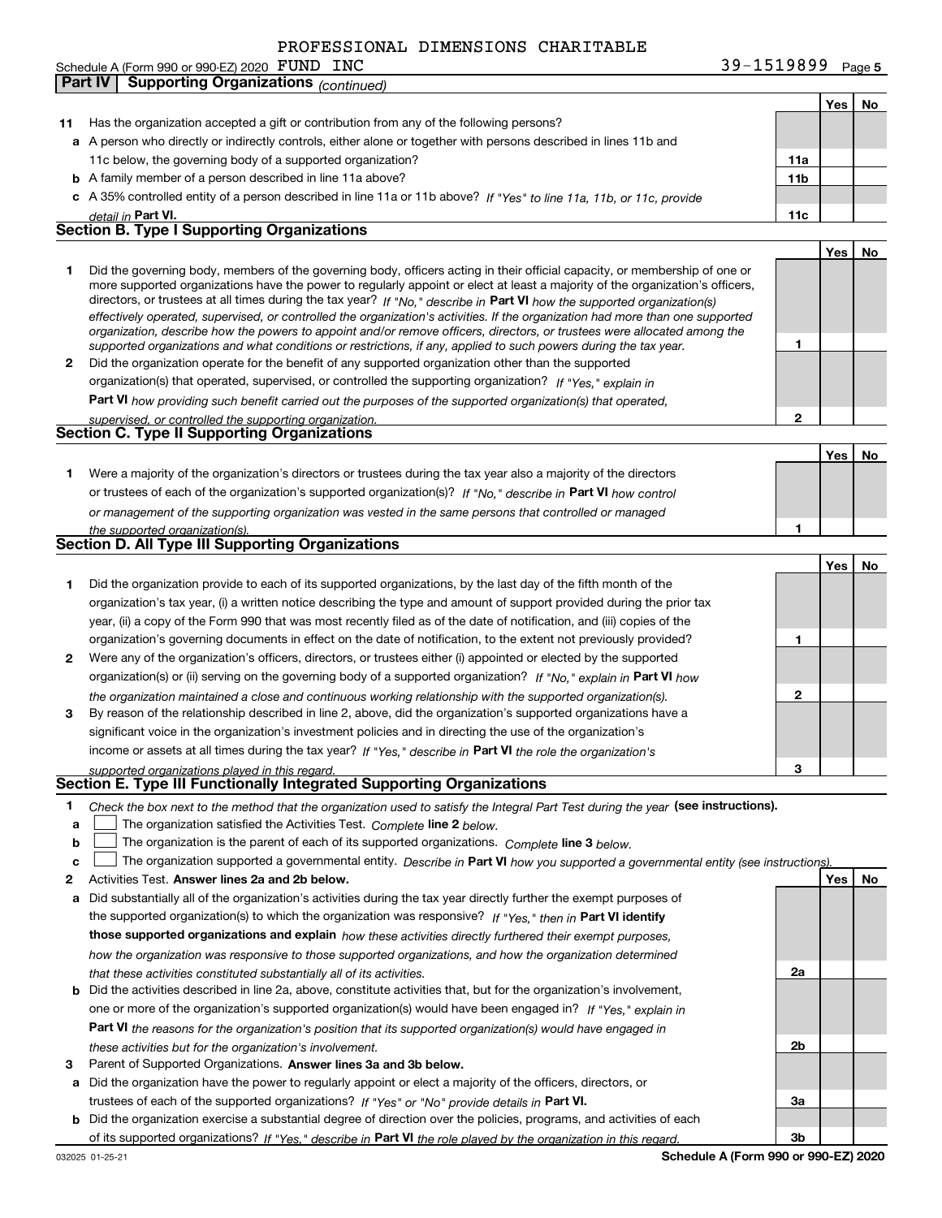PROFESSIONAL DIMENSIONS CHARITABLE

Schedule A (Form 990 or 990-EZ) 2020 FUND INC 39-1519899 Page 5

**Part IV Supporting Organizations** *(continued)*

| | | | Yes | No |
|---|---|---|---|---|
| **11** | Has the organization accepted a gift or contribution from any of the following persons? | | | |
| **a** | A person who directly or indirectly controls, either alone or together with persons described in lines 11b and 11c below, the governing body of a supported organization? | **11a** | | |
| **b** | A family member of a person described in line 11a above? | **11b** | | |
| **c** | A 35% controlled entity of a person described in line 11a or 11b above? *If "Yes" to line 11a, 11b, or 11c, provide detail in* **Part VI.** | **11c** | | |

## Section B. Type I Supporting Organizations

| | | | Yes | No |
|---|---|---|---|---|
| **1** | Did the governing body, members of the governing body, officers acting in their official capacity, or membership of one or more supported organizations have the power to regularly appoint or elect at least a majority of the organization's officers, directors, or trustees at all times during the tax year? *If "No," describe in* **Part VI** *how the supported organization(s) effectively operated, supervised, or controlled the organization's activities. If the organization had more than one supported organization, describe how the powers to appoint and/or remove officers, directors, or trustees were allocated among the supported organizations and what conditions or restrictions, if any, applied to such powers during the tax year.* | **1** | | |
| **2** | Did the organization operate for the benefit of any supported organization other than the supported organization(s) that operated, supervised, or controlled the supporting organization? *If "Yes," explain in* **Part VI** *how providing such benefit carried out the purposes of the supported organization(s) that operated, supervised, or controlled the supporting organization.* | **2** | | |

## Section C. Type II Supporting Organizations

| | | | Yes | No |
|---|---|---|---|---|
| **1** | Were a majority of the organization's directors or trustees during the tax year also a majority of the directors or trustees of each of the organization's supported organization(s)? *If "No," describe in* **Part VI** *how control or management of the supporting organization was vested in the same persons that controlled or managed the supported organization(s).* | **1** | | |

## Section D. All Type III Supporting Organizations

| | | | Yes | No |
|---|---|---|---|---|
| **1** | Did the organization provide to each of its supported organizations, by the last day of the fifth month of the organization's tax year, (i) a written notice describing the type and amount of support provided during the prior tax year, (ii) a copy of the Form 990 that was most recently filed as of the date of notification, and (iii) copies of the organization's governing documents in effect on the date of notification, to the extent not previously provided? | **1** | | |
| **2** | Were any of the organization's officers, directors, or trustees either (i) appointed or elected by the supported organization(s) or (ii) serving on the governing body of a supported organization? *If "No," explain in* **Part VI** *how the organization maintained a close and continuous working relationship with the supported organization(s).* | **2** | | |
| **3** | By reason of the relationship described in line 2, above, did the organization's supported organizations have a significant voice in the organization's investment policies and in directing the use of the organization's income or assets at all times during the tax year? *If "Yes," describe in* **Part VI** *the role the organization's supported organizations played in this regard.* | **3** | | |

## Section E. Type III Functionally Integrated Supporting Organizations

**1** *Check the box next to the method that the organization used to satisfy the Integral Part Test during the year* **(see instructions).**

- **a** ☐ The organization satisfied the Activities Test. *Complete* **line 2** *below.*
- **b** ☐ The organization is the parent of each of its supported organizations. *Complete* **line 3** *below.*
- **c** ☐ The organization supported a governmental entity. *Describe in* **Part VI** *how you supported a governmental entity (see instructions).*

| | | | Yes | No |
|---|---|---|---|---|
| **2** | Activities Test. **Answer lines 2a and 2b below.** | | | |
| **a** | Did substantially all of the organization's activities during the tax year directly further the exempt purposes of the supported organization(s) to which the organization was responsive? *If "Yes," then in* **Part VI identify those supported organizations and explain** *how these activities directly furthered their exempt purposes, how the organization was responsive to those supported organizations, and how the organization determined that these activities constituted substantially all of its activities.* | **2a** | | |
| **b** | Did the activities described in line 2a, above, constitute activities that, but for the organization's involvement, one or more of the organization's supported organization(s) would have been engaged in? *If "Yes," explain in* **Part VI** *the reasons for the organization's position that its supported organization(s) would have engaged in these activities but for the organization's involvement.* | **2b** | | |
| **3** | Parent of Supported Organizations. **Answer lines 3a and 3b below.** | | | |
| **a** | Did the organization have the power to regularly appoint or elect a majority of the officers, directors, or trustees of each of the supported organizations? *If "Yes" or "No" provide details in* **Part VI.** | **3a** | | |
| **b** | Did the organization exercise a substantial degree of direction over the policies, programs, and activities of each of its supported organizations? *If "Yes," describe in* **Part VI** *the role played by the organization in this regard.* | **3b** | | |

032025 01-25-21 **Schedule A (Form 990 or 990-EZ) 2020**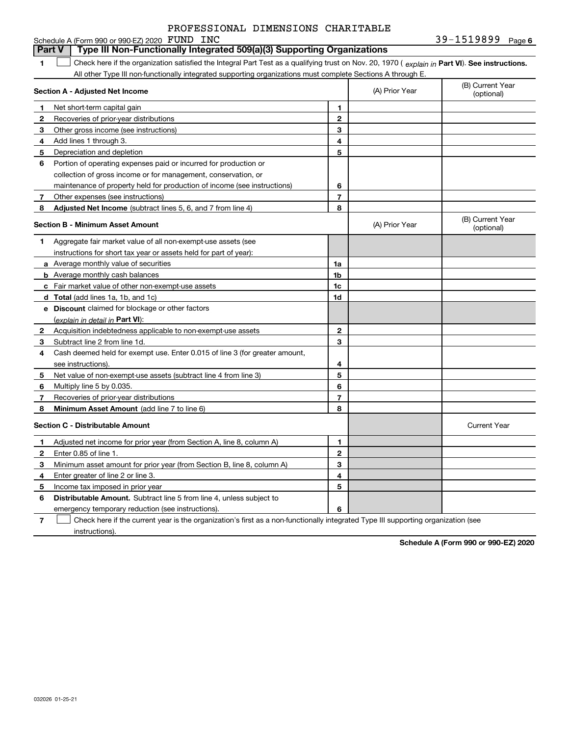PROFESSIONAL DIMENSIONS CHARITABLE

Schedule A (Form 990 or 990-EZ) 2020 FUND INC 39-1519899 Page 6

## Part V Type III Non-Functionally Integrated 509(a)(3) Supporting Organizations

1 ☐ Check here if the organization satisfied the Integral Part Test as a qualifying trust on Nov. 20, 1970 (explain in **Part VI**). **See instructions.** All other Type III non-functionally integrated supporting organizations must complete Sections A through E.

| **Section A - Adjusted Net Income** | | | (A) Prior Year | (B) Current Year (optional) |
|---|---|---|---|---|
| 1 | Net short-term capital gain | 1 | | |
| 2 | Recoveries of prior-year distributions | 2 | | |
| 3 | Other gross income (see instructions) | 3 | | |
| 4 | Add lines 1 through 3. | 4 | | |
| 5 | Depreciation and depletion | 5 | | |
| 6 | Portion of operating expenses paid or incurred for production or collection of gross income or for management, conservation, or maintenance of property held for production of income (see instructions) | 6 | | |
| 7 | Other expenses (see instructions) | 7 | | |
| 8 | **Adjusted Net Income** (subtract lines 5, 6, and 7 from line 4) | 8 | | |

| **Section B - Minimum Asset Amount** | | | (A) Prior Year | (B) Current Year (optional) |
|---|---|---|---|---|
| 1 | Aggregate fair market value of all non-exempt-use assets (see instructions for short tax year or assets held for part of year): | | | |
| a | Average monthly value of securities | 1a | | |
| b | Average monthly cash balances | 1b | | |
| c | Fair market value of other non-exempt-use assets | 1c | | |
| d | **Total** (add lines 1a, 1b, and 1c) | 1d | | |
| e | **Discount** claimed for blockage or other factors (explain in detail in **Part VI**): | | | |
| 2 | Acquisition indebtedness applicable to non-exempt-use assets | 2 | | |
| 3 | Subtract line 2 from line 1d. | 3 | | |
| 4 | Cash deemed held for exempt use. Enter 0.015 of line 3 (for greater amount, see instructions). | 4 | | |
| 5 | Net value of non-exempt-use assets (subtract line 4 from line 3) | 5 | | |
| 6 | Multiply line 5 by 0.035. | 6 | | |
| 7 | Recoveries of prior-year distributions | 7 | | |
| 8 | **Minimum Asset Amount** (add line 7 to line 6) | 8 | | |

| **Section C - Distributable Amount** | | | | Current Year |
|---|---|---|---|---|
| 1 | Adjusted net income for prior year (from Section A, line 8, column A) | 1 | | |
| 2 | Enter 0.85 of line 1. | 2 | | |
| 3 | Minimum asset amount for prior year (from Section B, line 8, column A) | 3 | | |
| 4 | Enter greater of line 2 or line 3. | 4 | | |
| 5 | Income tax imposed in prior year | 5 | | |
| 6 | **Distributable Amount.** Subtract line 5 from line 4, unless subject to emergency temporary reduction (see instructions). | 6 | | |

7 ☐ Check here if the current year is the organization's first as a non-functionally integrated Type III supporting organization (see instructions).

**Schedule A (Form 990 or 990-EZ) 2020**

032026 01-25-21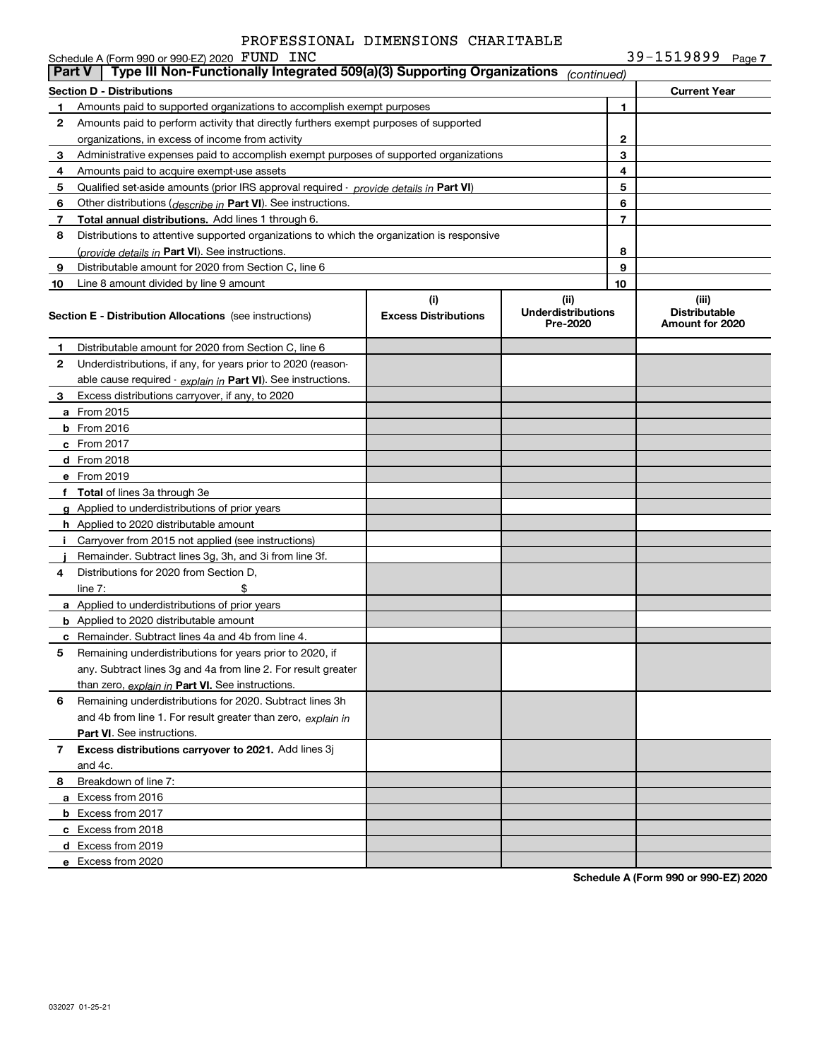PROFESSIONAL DIMENSIONS CHARITABLE

Schedule A (Form 990 or 990-EZ) 2020 FUND INC 39-1519899 Page 7

## Part V Type III Non-Functionally Integrated 509(a)(3) Supporting Organizations *(continued)*

| Section D - Distributions | | | Current Year |
|---|---|---|---|
| 1 | Amounts paid to supported organizations to accomplish exempt purposes | 1 | |
| 2 | Amounts paid to perform activity that directly furthers exempt purposes of supported organizations, in excess of income from activity | 2 | |
| 3 | Administrative expenses paid to accomplish exempt purposes of supported organizations | 3 | |
| 4 | Amounts paid to acquire exempt-use assets | 4 | |
| 5 | Qualified set-aside amounts (prior IRS approval required - *provide details in* **Part VI**) | 5 | |
| 6 | Other distributions (*describe in* **Part VI**). See instructions. | 6 | |
| 7 | **Total annual distributions.** Add lines 1 through 6. | 7 | |
| 8 | Distributions to attentive supported organizations to which the organization is responsive (*provide details in* **Part VI**). See instructions. | 8 | |
| 9 | Distributable amount for 2020 from Section C, line 6 | 9 | |
| 10 | Line 8 amount divided by line 9 amount | 10 | |

| Section E - Distribution Allocations (see instructions) | (i) Excess Distributions | (ii) Underdistributions Pre-2020 | (iii) Distributable Amount for 2020 |
|---|---|---|---|
| **1** Distributable amount for 2020 from Section C, line 6 | | | |
| **2** Underdistributions, if any, for years prior to 2020 (reasonable cause required - *explain in* **Part VI**). See instructions. | | | |
| **3** Excess distributions carryover, if any, to 2020 | | | |
| **a** From 2015 | | | |
| **b** From 2016 | | | |
| **c** From 2017 | | | |
| **d** From 2018 | | | |
| **e** From 2019 | | | |
| **f Total** of lines 3a through 3e | | | |
| **g** Applied to underdistributions of prior years | | | |
| **h** Applied to 2020 distributable amount | | | |
| **i** Carryover from 2015 not applied (see instructions) | | | |
| **j** Remainder. Subtract lines 3g, 3h, and 3i from line 3f. | | | |
| **4** Distributions for 2020 from Section D, line 7: $ | | | |
| **a** Applied to underdistributions of prior years | | | |
| **b** Applied to 2020 distributable amount | | | |
| **c** Remainder. Subtract lines 4a and 4b from line 4. | | | |
| **5** Remaining underdistributions for years prior to 2020, if any. Subtract lines 3g and 4a from line 2. For result greater than zero, *explain in* **Part VI.** See instructions. | | | |
| **6** Remaining underdistributions for 2020. Subtract lines 3h and 4b from line 1. For result greater than zero, *explain in* **Part VI**. See instructions. | | | |
| **7 Excess distributions carryover to 2021.** Add lines 3j and 4c. | | | |
| **8** Breakdown of line 7: | | | |
| **a** Excess from 2016 | | | |
| **b** Excess from 2017 | | | |
| **c** Excess from 2018 | | | |
| **d** Excess from 2019 | | | |
| **e** Excess from 2020 | | | |

**Schedule A (Form 990 or 990-EZ) 2020**

032027 01-25-21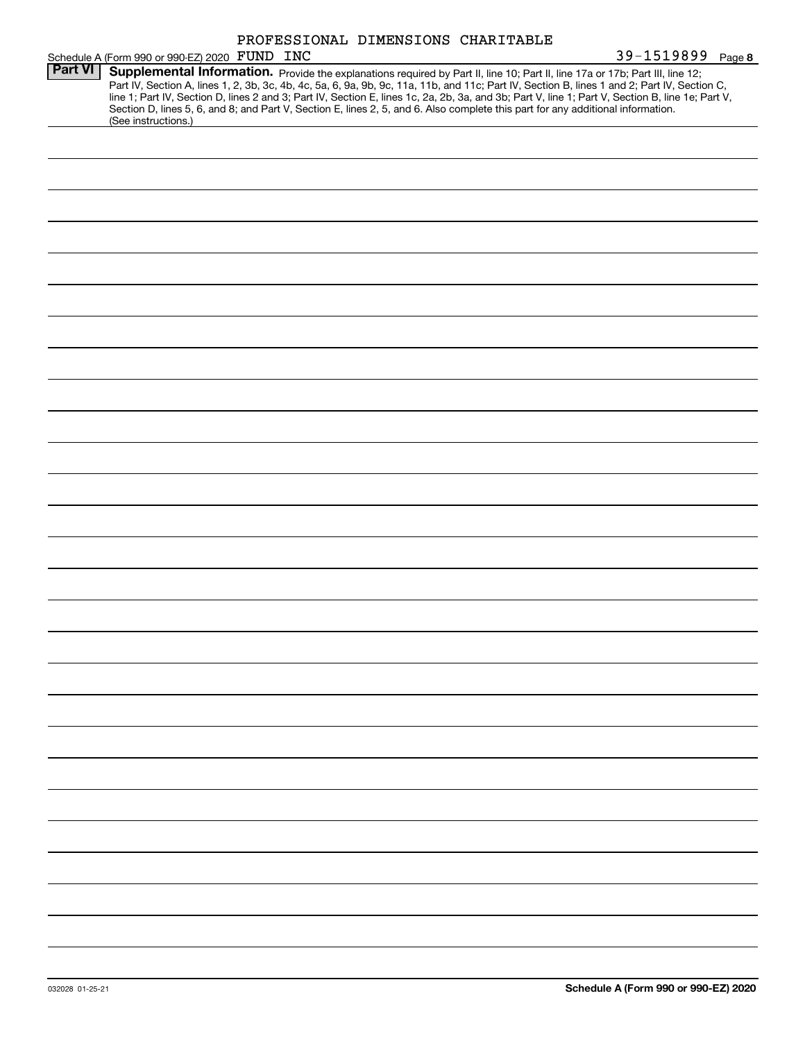PROFESSIONAL DIMENSIONS CHARITABLE

Schedule A (Form 990 or 990-EZ) 2020 FUND INC 39-1519899 Page **8**

**Part VI** **Supplemental Information.** Provide the explanations required by Part II, line 10; Part II, line 17a or 17b; Part III, line 12; Part IV, Section A, lines 1, 2, 3b, 3c, 4b, 4c, 5a, 6, 9a, 9b, 9c, 11a, 11b, and 11c; Part IV, Section B, lines 1 and 2; Part IV, Section C, line 1; Part IV, Section D, lines 2 and 3; Part IV, Section E, lines 1c, 2a, 2b, 3a, and 3b; Part V, line 1; Part V, Section B, line 1e; Part V, Section D, lines 5, 6, and 8; and Part V, Section E, lines 2, 5, and 6. Also complete this part for any additional information. (See instructions.)

032028 01-25-21 **Schedule A (Form 990 or 990-EZ) 2020**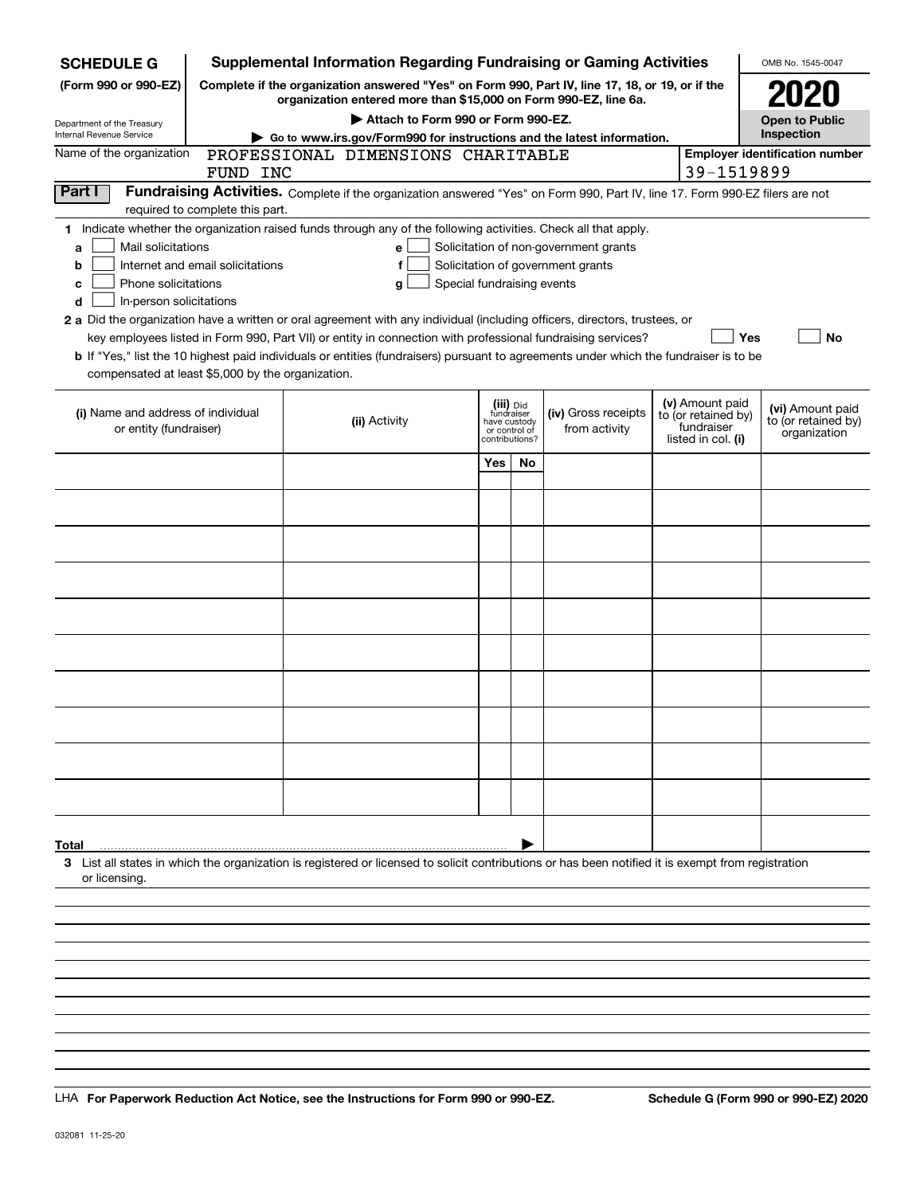**SCHEDULE G** **(Form 990 or 990-EZ)**

Department of the Treasury
Internal Revenue Service

# Supplemental Information Regarding Fundraising or Gaming Activities

**Complete if the organization answered "Yes" on Form 990, Part IV, line 17, 18, or 19, or if the organization entered more than $15,000 on Form 990-EZ, line 6a.**

**▶ Attach to Form 990 or Form 990-EZ.**

**▶ Go to www.irs.gov/Form990 for instructions and the latest information.**

OMB No. 1545-0047

**2020**

**Open to Public Inspection**

Name of the organization: PROFESSIONAL DIMENSIONS CHARITABLE FUND INC

**Employer identification number**: 39-1519899

**Part I** **Fundraising Activities.** Complete if the organization answered "Yes" on Form 990, Part IV, line 17. Form 990-EZ filers are not required to complete this part.

**1** Indicate whether the organization raised funds through any of the following activities. Check all that apply.

- **a** ☐ Mail solicitations
- **b** ☐ Internet and email solicitations
- **c** ☐ Phone solicitations
- **d** ☐ In-person solicitations
- **e** ☐ Solicitation of non-government grants
- **f** ☐ Solicitation of government grants
- **g** ☐ Special fundraising events

**2 a** Did the organization have a written or oral agreement with any individual (including officers, directors, trustees, or key employees listed in Form 990, Part VII) or entity in connection with professional fundraising services? ☐ **Yes** ☐ **No**

**b** If "Yes," list the 10 highest paid individuals or entities (fundraisers) pursuant to agreements under which the fundraiser is to be compensated at least $5,000 by the organization.

| (i) Name and address of individual or entity (fundraiser) | (ii) Activity | (iii) Did fundraiser have custody or control of contributions? | | (iv) Gross receipts from activity | (v) Amount paid to (or retained by) fundraiser listed in col. (i) | (vi) Amount paid to (or retained by) organization |
|---|---|---|---|---|---|---|
| | | Yes | No | | | |
| | | | | | | |
| | | | | | | |
| | | | | | | |
| | | | | | | |
| | | | | | | |
| | | | | | | |
| | | | | | | |
| | | | | | | |
| | | | | | | |
| | | | | | | |
| **Total** ▶ | | | | | | |

**3** List all states in which the organization is registered or licensed to solicit contributions or has been notified it is exempt from registration or licensing.

LHA **For Paperwork Reduction Act Notice, see the Instructions for Form 990 or 990-EZ.** **Schedule G (Form 990 or 990-EZ) 2020**

032081 11-25-20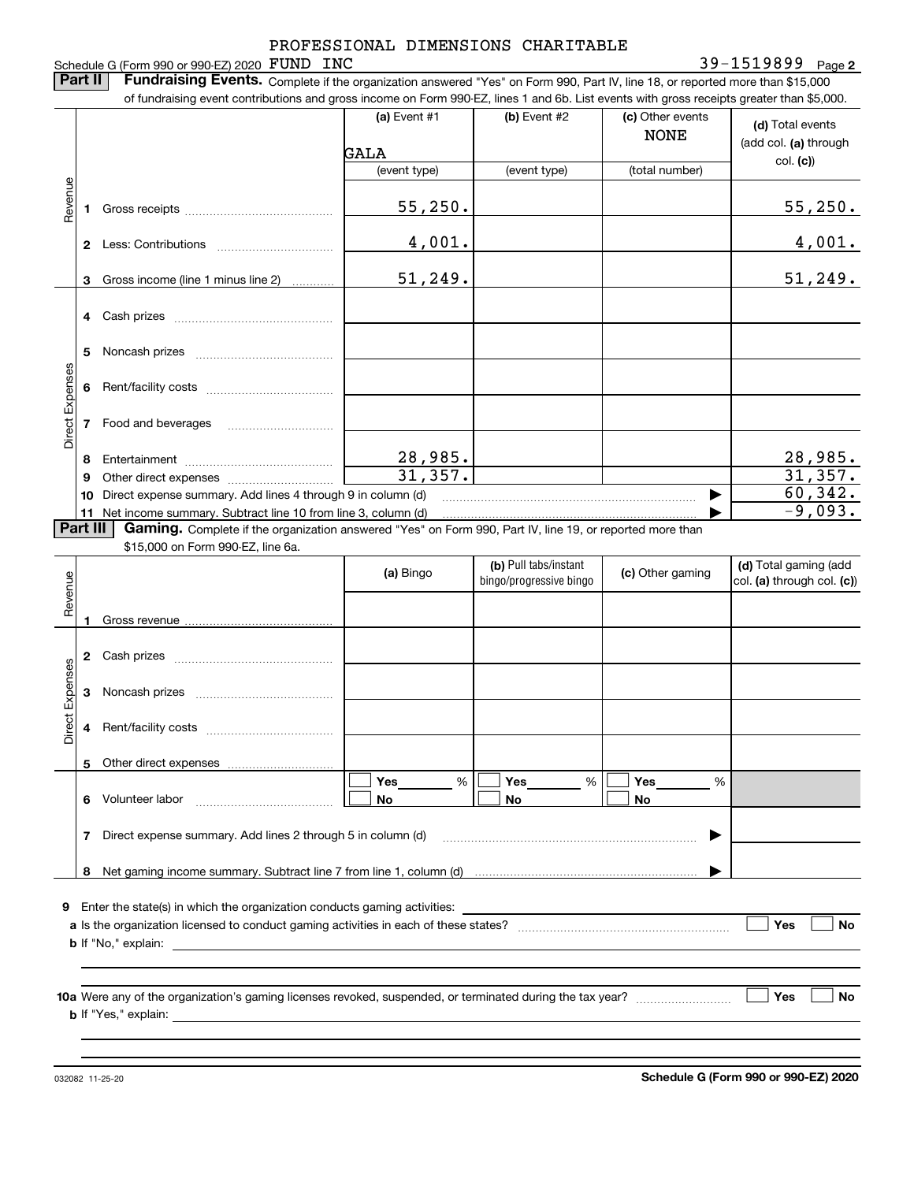PROFESSIONAL DIMENSIONS CHARITABLE

Schedule G (Form 990 or 990-EZ) 2020 FUND INC    39-1519899 Page 2

**Part II** **Fundraising Events.** Complete if the organization answered "Yes" on Form 990, Part IV, line 18, or reported more than $15,000 of fundraising event contributions and gross income on Form 990-EZ, lines 1 and 6b. List events with gross receipts greater than $5,000.

| | | (a) Event #1 | (b) Event #2 | (c) Other events | (d) Total events (add col. (a) through col. (c)) |
|---|---|---|---|---|---|
| | | GALA | | NONE | |
| | | (event type) | (event type) | (total number) | |
| Revenue | 1 Gross receipts | 55,250. | | | 55,250. |
| | 2 Less: Contributions | 4,001. | | | 4,001. |
| | 3 Gross income (line 1 minus line 2) | 51,249. | | | 51,249. |
| Direct Expenses | 4 Cash prizes | | | | |
| | 5 Noncash prizes | | | | |
| | 6 Rent/facility costs | | | | |
| | 7 Food and beverages | | | | |
| | 8 Entertainment | 28,985. | | | 28,985. |
| | 9 Other direct expenses | 31,357. | | | 31,357. |
| | 10 Direct expense summary. Add lines 4 through 9 in column (d) | | | | 60,342. |
| | 11 Net income summary. Subtract line 10 from line 3, column (d) | | | | -9,093. |

**Part III** **Gaming.** Complete if the organization answered "Yes" on Form 990, Part IV, line 19, or reported more than $15,000 on Form 990-EZ, line 6a.

| | | (a) Bingo | (b) Pull tabs/instant bingo/progressive bingo | (c) Other gaming | (d) Total gaming (add col. (a) through col. (c)) |
|---|---|---|---|---|---|
| Revenue | 1 Gross revenue | | | | |
| Direct Expenses | 2 Cash prizes | | | | |
| | 3 Noncash prizes | | | | |
| | 4 Rent/facility costs | | | | |
| | 5 Other direct expenses | | | | |
| | 6 Volunteer labor | Yes ___ % / No | Yes ___ % / No | Yes ___ % / No | |
| | 7 Direct expense summary. Add lines 2 through 5 in column (d) | | | | |
| | 8 Net gaming income summary. Subtract line 7 from line 1, column (d) | | | | |

9 Enter the state(s) in which the organization conducts gaming activities:

a Is the organization licensed to conduct gaming activities in each of these states? Yes No

b If "No," explain:

10a Were any of the organization's gaming licenses revoked, suspended, or terminated during the tax year? Yes No

b If "Yes," explain:

032082 11-25-20    Schedule G (Form 990 or 990-EZ) 2020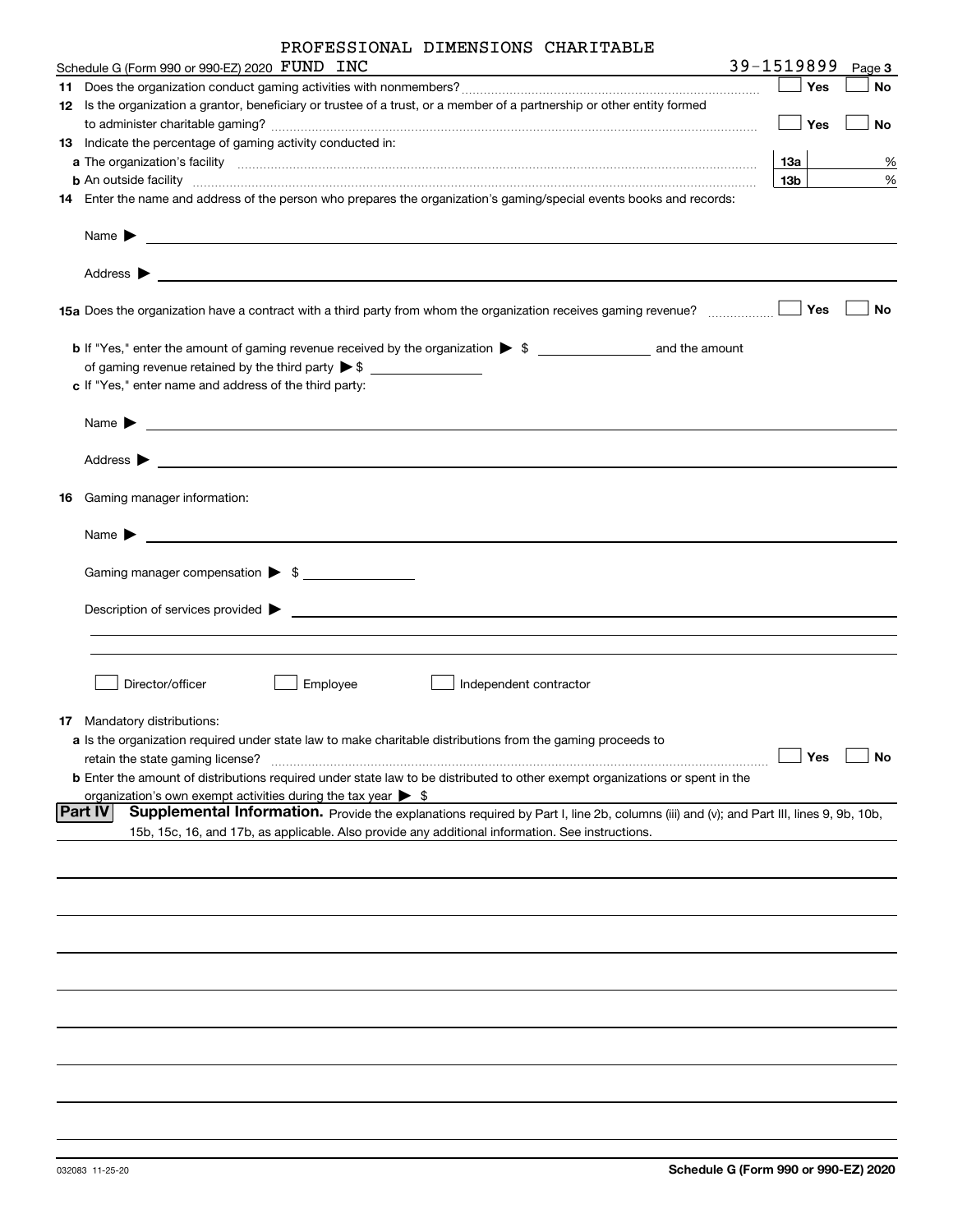PROFESSIONAL DIMENSIONS CHARITABLE

Schedule G (Form 990 or 990-EZ) 2020 FUND INC 39-1519899 Page 3

**11** Does the organization conduct gaming activities with nonmembers? ☐ Yes ☐ No

**12** Is the organization a grantor, beneficiary or trustee of a trust, or a member of a partnership or other entity formed to administer charitable gaming? ☐ Yes ☐ No

**13** Indicate the percentage of gaming activity conducted in:

**a** The organization's facility **13a** %

**b** An outside facility **13b** %

**14** Enter the name and address of the person who prepares the organization's gaming/special events books and records:

Name ▶

Address ▶

**15a** Does the organization have a contract with a third party from whom the organization receives gaming revenue? ☐ Yes ☐ No

**b** If "Yes," enter the amount of gaming revenue received by the organization ▶ $ ________ and the amount of gaming revenue retained by the third party ▶ $ ________

**c** If "Yes," enter name and address of the third party:

Name ▶

Address ▶

**16** Gaming manager information:

Name ▶

Gaming manager compensation ▶ $ ________

Description of services provided ▶

☐ Director/officer ☐ Employee ☐ Independent contractor

**17** Mandatory distributions:

**a** Is the organization required under state law to make charitable distributions from the gaming proceeds to retain the state gaming license? ☐ Yes ☐ No

**b** Enter the amount of distributions required under state law to be distributed to other exempt organizations or spent in the organization's own exempt activities during the tax year ▶ $

**Part IV** **Supplemental Information.** Provide the explanations required by Part I, line 2b, columns (iii) and (v); and Part III, lines 9, 9b, 10b, 15b, 15c, 16, and 17b, as applicable. Also provide any additional information. See instructions.

032083 11-25-20 **Schedule G (Form 990 or 990-EZ) 2020**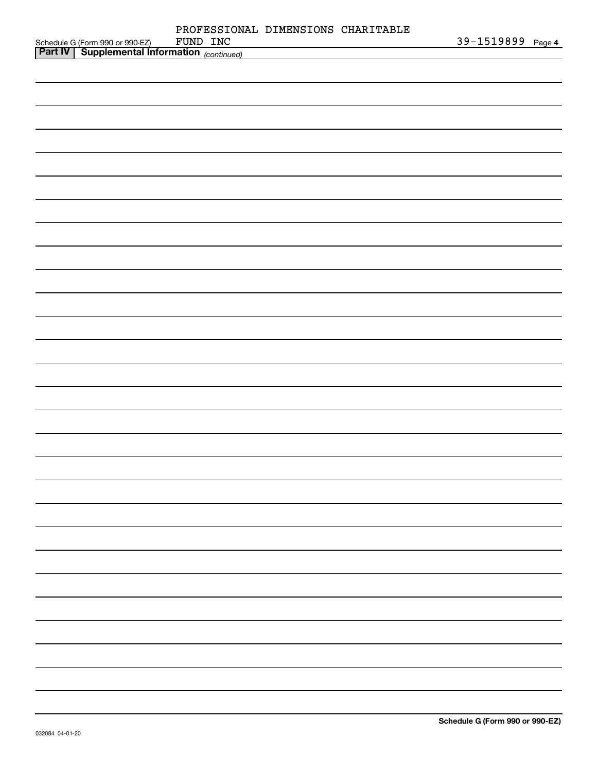**Part IV | Supplemental Information** *(continued)*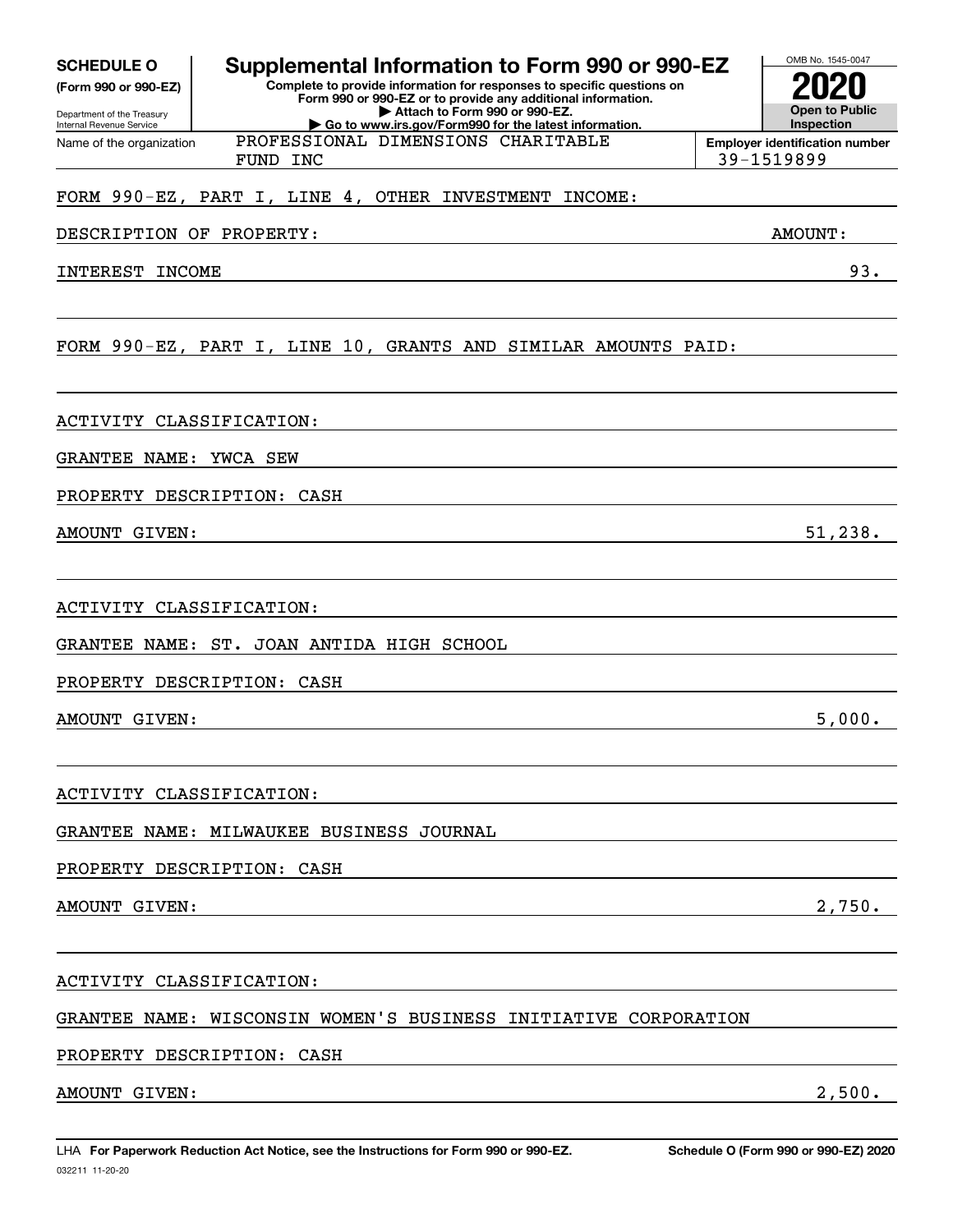**SCHEDULE O**
**(Form 990 or 990-EZ)**

Department of the Treasury
Internal Revenue Service

# Supplemental Information to Form 990 or 990-EZ

**Complete to provide information for responses to specific questions on Form 990 or 990-EZ or to provide any additional information.**
**▶ Attach to Form 990 or 990-EZ.**
**▶ Go to www.irs.gov/Form990 for the latest information.**

OMB No. 1545-0047
**2020**
**Open to Public Inspection**

Name of the organization: PROFESSIONAL DIMENSIONS CHARITABLE FUND INC

**Employer identification number:** 39-1519899

FORM 990-EZ, PART I, LINE 4, OTHER INVESTMENT INCOME:

| DESCRIPTION OF PROPERTY: | AMOUNT: |
|---|---|
| INTEREST INCOME | 93. |

FORM 990-EZ, PART I, LINE 10, GRANTS AND SIMILAR AMOUNTS PAID:

ACTIVITY CLASSIFICATION:

GRANTEE NAME: YWCA SEW

PROPERTY DESCRIPTION: CASH

AMOUNT GIVEN: 51,238.

ACTIVITY CLASSIFICATION:

GRANTEE NAME: ST. JOAN ANTIDA HIGH SCHOOL

PROPERTY DESCRIPTION: CASH

AMOUNT GIVEN: 5,000.

ACTIVITY CLASSIFICATION:

GRANTEE NAME: MILWAUKEE BUSINESS JOURNAL

PROPERTY DESCRIPTION: CASH

AMOUNT GIVEN: 2,750.

ACTIVITY CLASSIFICATION:

GRANTEE NAME: WISCONSIN WOMEN'S BUSINESS INITIATIVE CORPORATION

PROPERTY DESCRIPTION: CASH

AMOUNT GIVEN: 2,500.

LHA **For Paperwork Reduction Act Notice, see the Instructions for Form 990 or 990-EZ.** **Schedule O (Form 990 or 990-EZ) 2020**

032211 11-20-20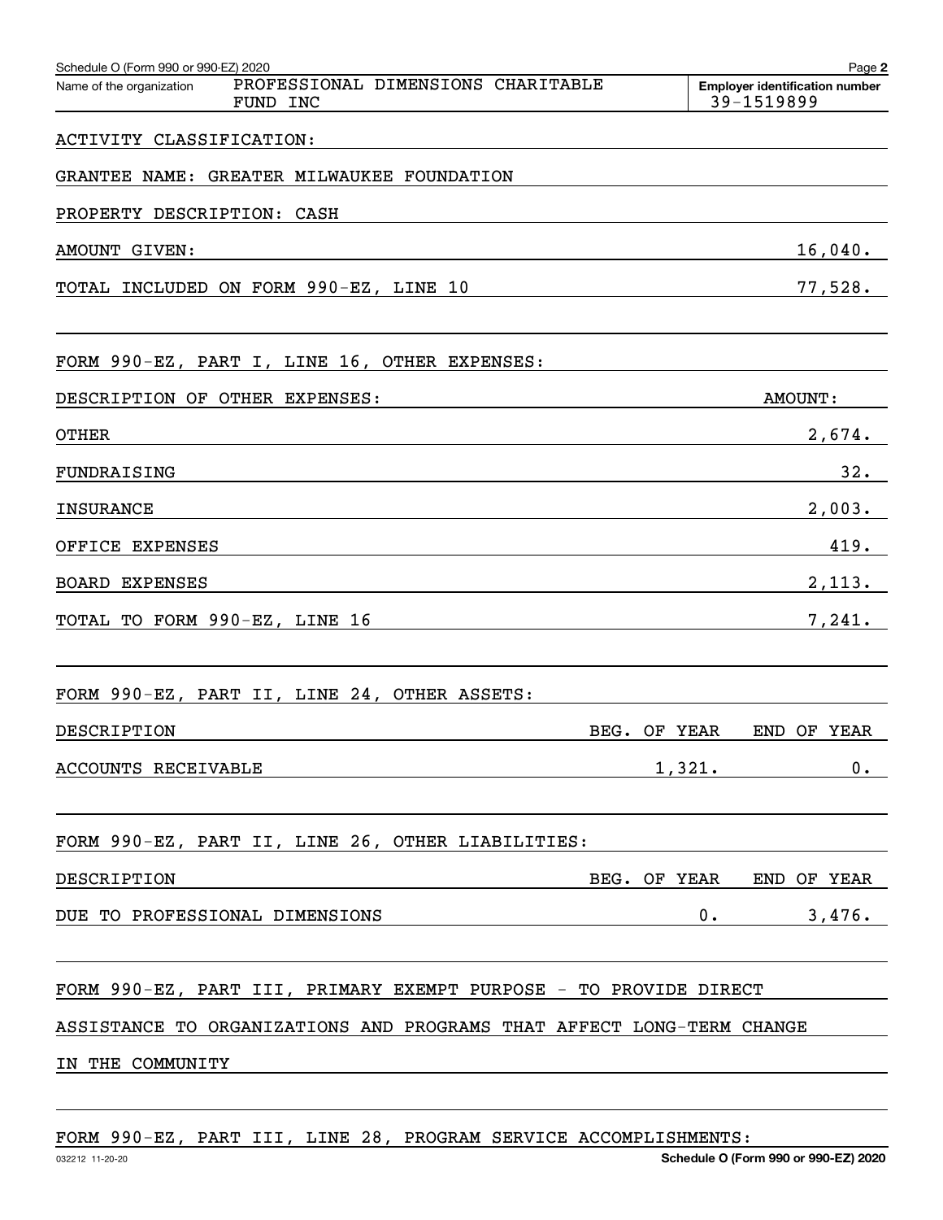Name of the organization: PROFESSIONAL DIMENSIONS CHARITABLE FUND INC

Employer identification number: 39-1519899

ACTIVITY CLASSIFICATION:

GRANTEE NAME: GREATER MILWAUKEE FOUNDATION

PROPERTY DESCRIPTION: CASH

| | |
|---|---|
| AMOUNT GIVEN: | 16,040. |
| TOTAL INCLUDED ON FORM 990-EZ, LINE 10 | 77,528. |

FORM 990-EZ, PART I, LINE 16, OTHER EXPENSES:

| DESCRIPTION OF OTHER EXPENSES: | AMOUNT: |
|---|---|
| OTHER | 2,674. |
| FUNDRAISING | 32. |
| INSURANCE | 2,003. |
| OFFICE EXPENSES | 419. |
| BOARD EXPENSES | 2,113. |
| TOTAL TO FORM 990-EZ, LINE 16 | 7,241. |

FORM 990-EZ, PART II, LINE 24, OTHER ASSETS:

| DESCRIPTION | BEG. OF YEAR | END OF YEAR |
|---|---|---|
| ACCOUNTS RECEIVABLE | 1,321. | 0. |

FORM 990-EZ, PART II, LINE 26, OTHER LIABILITIES:

| DESCRIPTION | BEG. OF YEAR | END OF YEAR |
|---|---|---|
| DUE TO PROFESSIONAL DIMENSIONS | 0. | 3,476. |

FORM 990-EZ, PART III, PRIMARY EXEMPT PURPOSE - TO PROVIDE DIRECT ASSISTANCE TO ORGANIZATIONS AND PROGRAMS THAT AFFECT LONG-TERM CHANGE IN THE COMMUNITY

FORM 990-EZ, PART III, LINE 28, PROGRAM SERVICE ACCOMPLISHMENTS: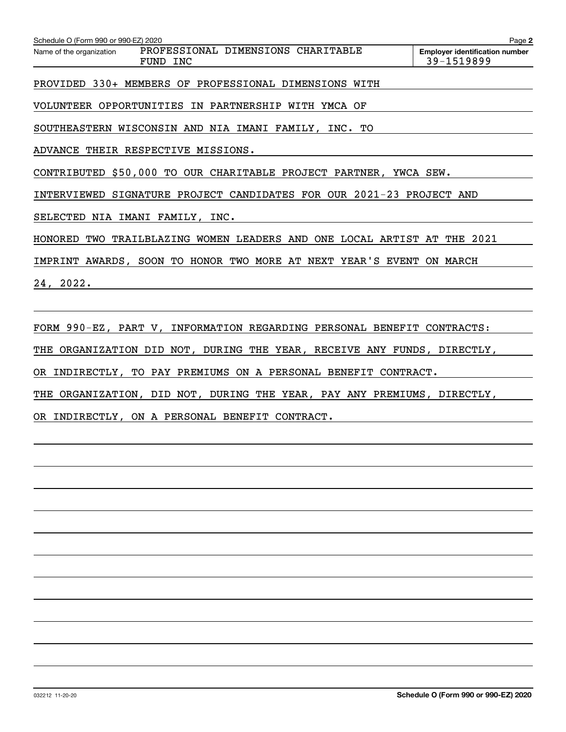Name of the organization: PROFESSIONAL DIMENSIONS CHARITABLE FUND INC

Employer identification number: 39-1519899

PROVIDED 330+ MEMBERS OF PROFESSIONAL DIMENSIONS WITH VOLUNTEER OPPORTUNITIES IN PARTNERSHIP WITH YMCA OF SOUTHEASTERN WISCONSIN AND NIA IMANI FAMILY, INC. TO ADVANCE THEIR RESPECTIVE MISSIONS.

CONTRIBUTED $50,000 TO OUR CHARITABLE PROJECT PARTNER, YWCA SEW.

INTERVIEWED SIGNATURE PROJECT CANDIDATES FOR OUR 2021-23 PROJECT AND SELECTED NIA IMANI FAMILY, INC.

HONORED TWO TRAILBLAZING WOMEN LEADERS AND ONE LOCAL ARTIST AT THE 2021 IMPRINT AWARDS, SOON TO HONOR TWO MORE AT NEXT YEAR'S EVENT ON MARCH 24, 2022.

FORM 990-EZ, PART V, INFORMATION REGARDING PERSONAL BENEFIT CONTRACTS:

THE ORGANIZATION DID NOT, DURING THE YEAR, RECEIVE ANY FUNDS, DIRECTLY, OR INDIRECTLY, TO PAY PREMIUMS ON A PERSONAL BENEFIT CONTRACT.

THE ORGANIZATION, DID NOT, DURING THE YEAR, PAY ANY PREMIUMS, DIRECTLY, OR INDIRECTLY, ON A PERSONAL BENEFIT CONTRACT.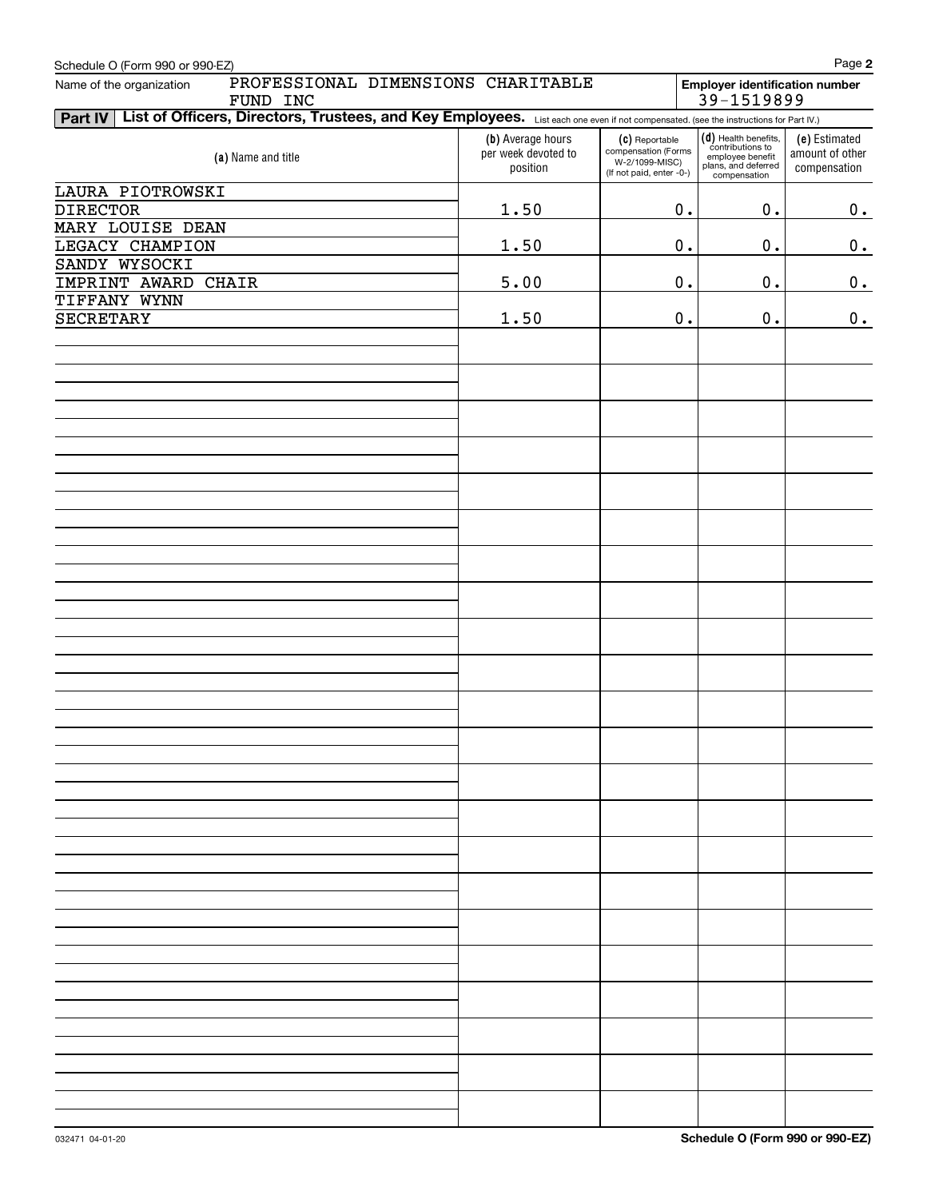Schedule O (Form 990 or 990-EZ)

Name of the organization: PROFESSIONAL DIMENSIONS CHARITABLE FUND INC

**Employer identification number** 39-1519899

## Part IV List of Officers, Directors, Trustees, and Key Employees.

List each one even if not compensated. (see the instructions for Part IV.)

| (a) Name and title | (b) Average hours per week devoted to position | (c) Reportable compensation (Forms W-2/1099-MISC) (If not paid, enter -0-) | (d) Health benefits, contributions to employee benefit plans, and deferred compensation | (e) Estimated amount of other compensation |
|---|---|---|---|---|
| LAURA PIOTROWSKI<br>DIRECTOR | 1.50 | 0. | 0. | 0. |
| MARY LOUISE DEAN<br>LEGACY CHAMPION | 1.50 | 0. | 0. | 0. |
| SANDY WYSOCKI<br>IMPRINT AWARD CHAIR | 5.00 | 0. | 0. | 0. |
| TIFFANY WYNN<br>SECRETARY | 1.50 | 0. | 0. | 0. |

032471 04-01-20

**Schedule O (Form 990 or 990-EZ)**